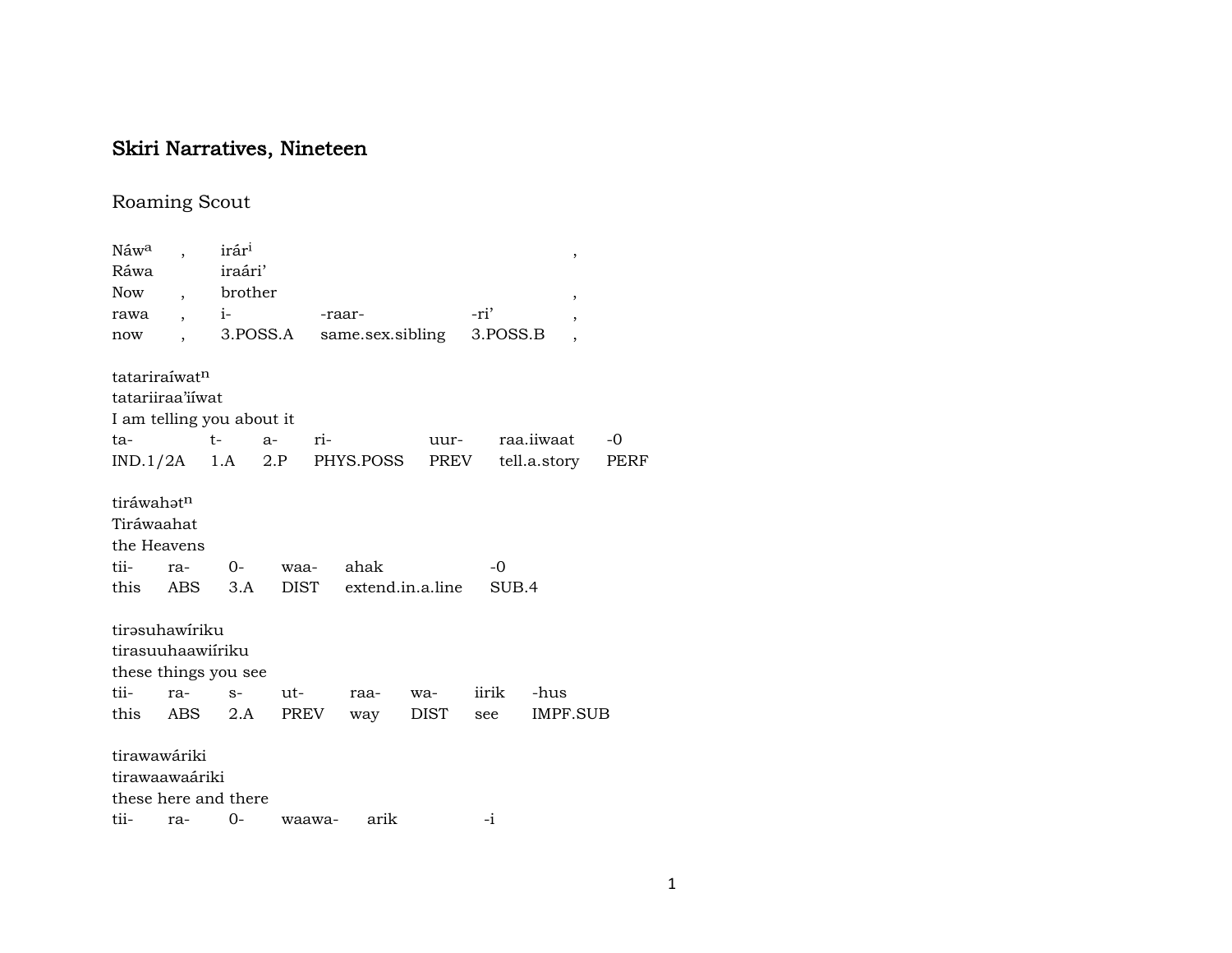# Skiri Narratives, Nineteen

## Roaming Scout

| Náw$^{a}$ | , | irár$^{i}$ | | | , |
|---|---|---|---|---|---|
| Ráwa | | iraári' | | | |
| Now | , | brother | | | , |
| rawa | , | i- | -raar- | -ri' | , |
| now | , | 3.POSS.A | same.sex.sibling | 3.POSS.B | , |

tatariraíwat$^{n}$
tatariiraa'iíwat
I am telling you about it

| ta- | t- | a- | ri- | uur- | raa.iiwaat | -0 |
|---|---|---|---|---|---|---|
| IND.1/2A | 1.A | 2.P | PHYS.POSS | PREV | tell.a.story | PERF |

tiráwahət$^{n}$
Tiráwaahat
the Heavens

| tii- | ra- | 0- | waa- | ahak | -0 |
|---|---|---|---|---|---|
| this | ABS | 3.A | DIST | extend.in.a.line | SUB.4 |

tirəsuhawíriku
tirasuuhaawiíriku
these things you see

| tii- | ra- | s- | ut- | raa- | wa- | iirik | -hus |
|---|---|---|---|---|---|---|---|
| this | ABS | 2.A | PREV | way | DIST | see | IMPF.SUB |

tirawawáriki
tirawaawaáriki
these here and there

| tii- | ra- | 0- | waawa- | arik | -i |
|---|---|---|---|---|---|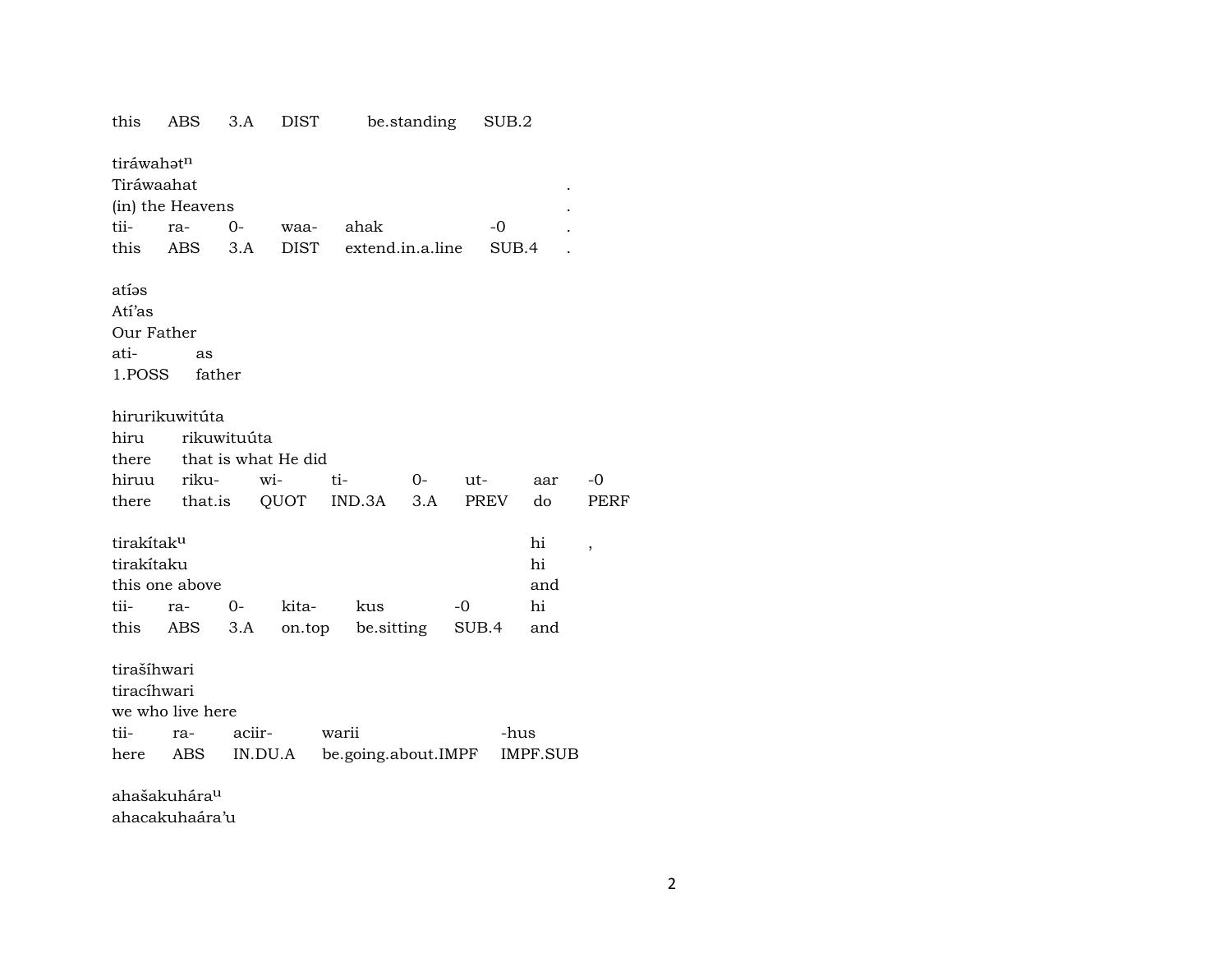| this | ABS | 3.A | DIST | be.standing | SUB.2 |
|---|---|---|---|---|---|

tiráwahət$^{n}$
Tiráwaahat .
(in) the Heavens .

| tii- | ra- | 0- | waa- | ahak | -0 | . |
|---|---|---|---|---|---|---|
| this | ABS | 3.A | DIST | extend.in.a.line | SUB.4 | . |

atíəs
Atí'as
Our Father

| ati- | as |
|---|---|
| 1.POSS | father |

hirurikuwitúta

| hiru | rikuwituúta | | | | | | |
|---|---|---|---|---|---|---|---|
| there | that is what He did | | | | | | |
| hiruu | riku- | wi- | ti- | 0- | ut- | aar | -0 |
| there | that.is | QUOT | IND.3A | 3.A | PREV | do | PERF |

| tirakítak$^{u}$ | | | | | | hi | , |
|---|---|---|---|---|---|---|---|
| tirakítaku | | | | | | hi | |
| this one above | | | | | | and | |
| tii- | ra- | 0- | kita- | kus | -0 | hi | |
| this | ABS | 3.A | on.top | be.sitting | SUB.4 | and | |

tirašíhwari
tiracíhwari
we who live here

| tii- | ra- | aciir- | warii | -hus |
|---|---|---|---|---|
| here | ABS | IN.DU.A | be.going.about.IMPF | IMPF.SUB |

ahašakuhára$^{u}$
ahacakuhaára'u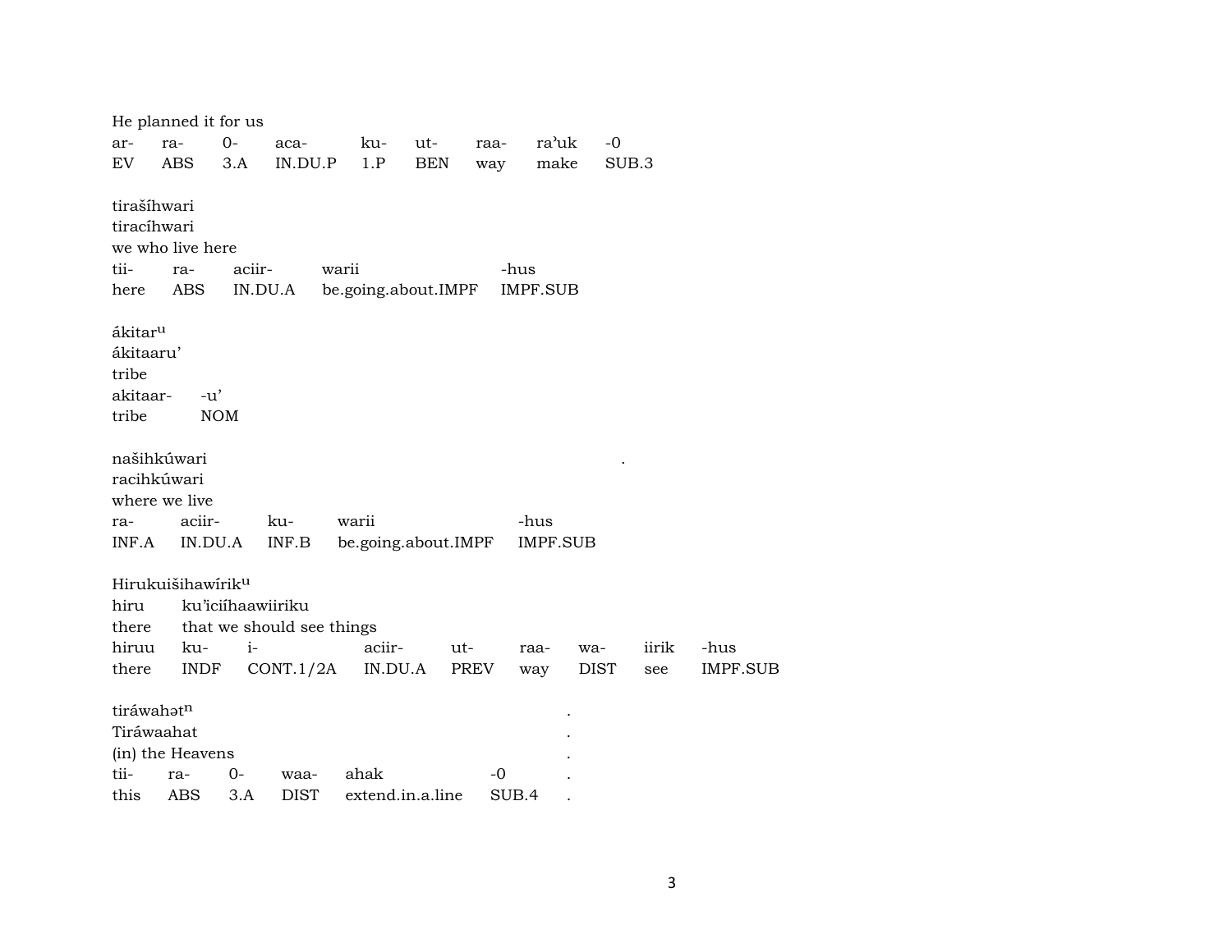He planned it for us

| ar- | ra- | 0- | aca- | ku- | ut- | raa- | raʾuk | -0 |
|---|---|---|---|---|---|---|---|---|
| EV | ABS | 3.A | IN.DU.P | 1.P | BEN | way | make | SUB.3 |

tirašíhwari
tiracíhwari
we who live here

| tii- | ra- | aciir- | warii | -hus |
|---|---|---|---|---|
| here | ABS | IN.DU.A | be.going.about.IMPF | IMPF.SUB |

ákitar^u
ákitaaru'
tribe

| akitaar- | -u' |
|---|---|
| tribe | NOM |

našihkúwari .
racihkúwari
where we live

| ra- | aciir- | ku- | warii | -hus |
|---|---|---|---|---|
| INF.A | IN.DU.A | INF.B | be.going.about.IMPF | IMPF.SUB |

Hirukuišihawírik^u
hiru ku'iciíhaawiiriku
there that we should see things

| hiruu | ku- | i- | aciir- | ut- | raa- | wa- | iirik | -hus |
|---|---|---|---|---|---|---|---|---|
| there | INDF | CONT.1/2A | IN.DU.A | PREV | way | DIST | see | IMPF.SUB |

tiráwahət^n .
Tiráwaahat .
(in) the Heavens .

| tii- | ra- | 0- | waa- | ahak | -0 | . |
|---|---|---|---|---|---|---|
| this | ABS | 3.A | DIST | extend.in.a.line | SUB.4 | . |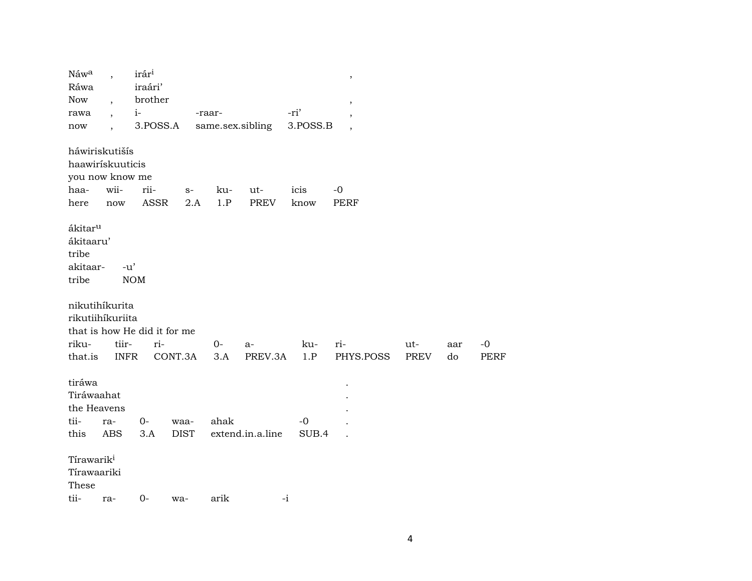| Náw[a] | , | irár[i] | | | , |
|---|---|---|---|---|---|
| Ráwa | | iraári’ | | | |
| Now | , | brother | | | , |
| rawa | , | i- | -raar- | -ri’ | , |
| now | , | 3.POSS.A | same.sex.sibling | 3.POSS.B | , |

| háwiriskutišís | | | | | | | |
|---|---|---|---|---|---|---|---|
| haawiriskuuticis | | | | | | | |
| you now know me | | | | | | | |
| haa- | wii- | rii- | s- | ku- | ut- | icis | -0 |
| here | now | ASSR | 2.A | 1.P | PREV | know | PERF |

| ákitar[u] | |
|---|---|
| ákitaaru’ | |
| tribe | |
| akitaar- | -u’ |
| tribe | NOM |

| nikutihíkurita | | | | | | | | | |
|---|---|---|---|---|---|---|---|---|---|
| rikutiihíkuriita | | | | | | | | | |
| that is how He did it for me | | | | | | | | | |
| riku- | tiir- | ri- | 0- | a- | ku- | ri- | ut- | aar | -0 |
| that.is | INFR | CONT.3A | 3.A | PREV.3A | 1.P | PHYS.POSS | PREV | do | PERF |

| tiráwa | | | | | | . |
|---|---|---|---|---|---|---|
| Tiráwaahat | | | | | | . |
| the Heavens | | | | | | . |
| tii- | ra- | 0- | waa- | ahak | -0 | . |
| this | ABS | 3.A | DIST | extend.in.a.line | SUB.4 | . |

| Tírawarik[i] | | | | | |
|---|---|---|---|---|---|
| Tírawaariki | | | | | |
| These | | | | | |
| tii- | ra- | 0- | wa- | arik | -i |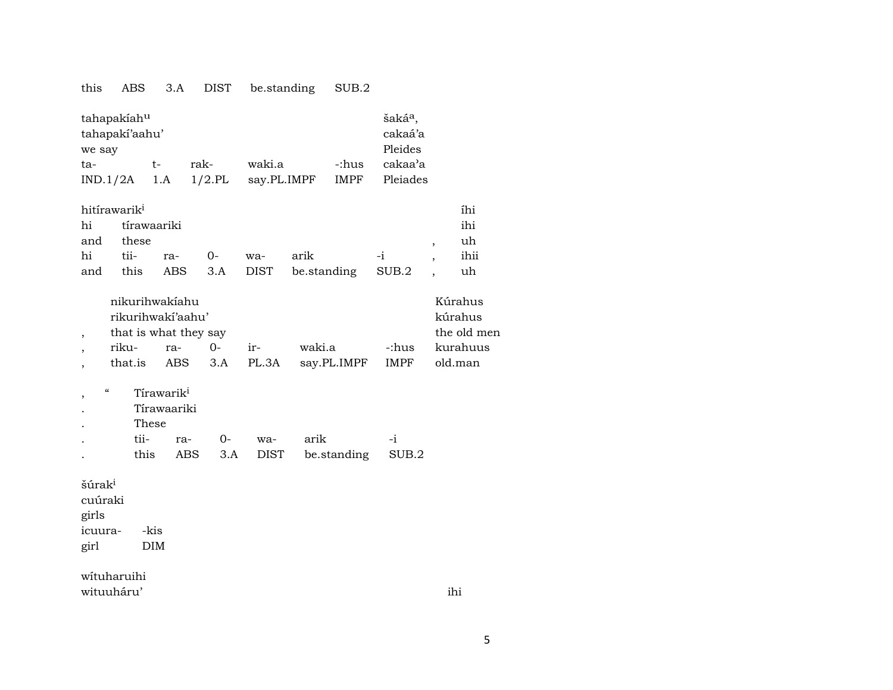this ABS 3.A DIST be.standing SUB.2

| tahapakíah[u] | | | | | šaká[a], |
|---|---|---|---|---|---|
| tahapakí'aahu' | | | | | cakaá'a |
| we say | | | | | Pleides |
| ta- | t- | rak- | waki.a | -:hus | cakaa'a |
| IND.1/2A | 1.A | 1/2.PL | say.PL.IMPF | IMPF | Pleiades |

| hitírawarik[i] | | | | | | | | íhi |
|---|---|---|---|---|---|---|---|---|
| hi | tírawaariki | | | | | | | ihi |
| and | these | | | | | | , | uh |
| hi | tii- | ra- | 0- | wa- | arik | -i | , | ihii |
| and | this | ABS | 3.A | DIST | be.standing | SUB.2 | , | uh |

| | nikurihwakíahu | | | | | | Kúrahus |
|---|---|---|---|---|---|---|---|
| | rikurihwakí'aahu' | | | | | | kúrahus |
| , | that is what they say | | | | | | the old men |
| , | riku- | ra- | 0- | ir- | waki.a | -:hus | kurahuus |
| , | that.is | ABS | 3.A | PL.3A | say.PL.IMPF | IMPF | old.man |

| , | “ | Tírawarik[i] | | | | | |
|---|---|---|---|---|---|---|---|
| . | | Tírawaariki | | | | | |
| . | | These | | | | | |
| . | | tii- | ra- | 0- | wa- | arik | -i |
| . | | this | ABS | 3.A | DIST | be.standing | SUB.2 |

| šúrak[i] | |
|---|---|
| cuúraki | |
| girls | |
| icuura- | -kis |
| girl | DIM |

wítuharuihi
wituuháru' ihi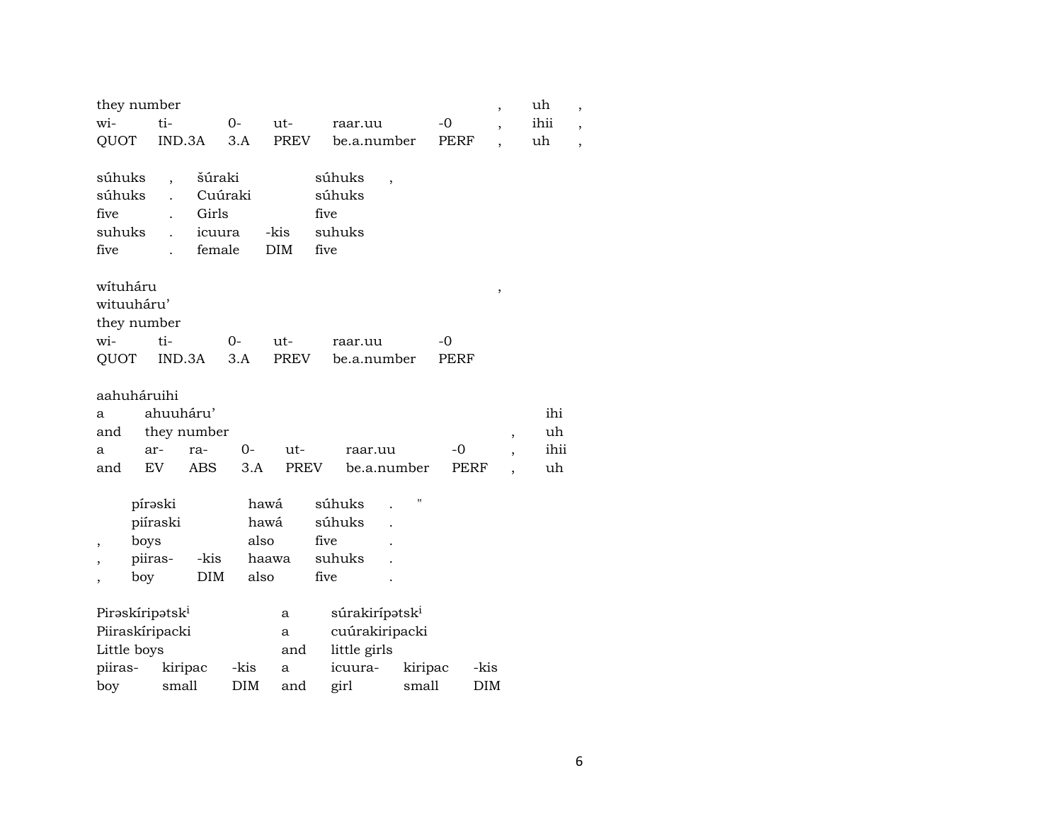| they number | | | | | | , | uh | , |
|---|---|---|---|---|---|---|---|---|
| wi- | ti- | 0- | ut- | raar.uu | -0 | , | ihii | , |
| QUOT | IND.3A | 3.A | PREV | be.a.number | PERF | , | uh | , |

| súhuks | , | šúraki | | súhuks | , |
|---|---|---|---|---|---|
| súhuks | . | Cuúraki | | súhuks | |
| five | . | Girls | | five | |
| suhuks | . | icuura | -kis | suhuks | |
| five | . | female | DIM | five | |

| wítuháru | | | | | | , |
|---|---|---|---|---|---|---|
| witauuháru' | | | | | | |
| they number | | | | | | |
| wi- | ti- | 0- | ut- | raar.uu | -0 | |
| QUOT | IND.3A | 3.A | PREV | be.a.number | PERF | |

| aahuháruihi | | | | | | | | |
|---|---|---|---|---|---|---|---|---|
| a | ahuuháru' | | | | | | | ihi |
| and | they number | | | | | | , | uh |
| a | ar- | ra- | 0- | ut- | raar.uu | -0 | , | ihii |
| and | EV | ABS | 3.A | PREV | be.a.number | PERF | , | uh |

| | píræski | | hawá | súhuks | . | " |
|---|---|---|---|---|---|---|
| | piíraski | | hawá | súhuks | . | |
| , | boys | | also | five | . | |
| , | piiras- | -kis | haawa | suhuks | . | |
| , | boy | DIM | also | five | . | |

| Piræskíripætsk[i] | | | a | súrakirípætsk[i] | | |
|---|---|---|---|---|---|---|
| Piiraskíripacki | | | a | cuúrakiripacki | | |
| Little boys | | | and | little girls | | |
| piiras- | kiripac | -kis | a | icuura- | kiripac | -kis |
| boy | small | DIM | and | girl | small | DIM |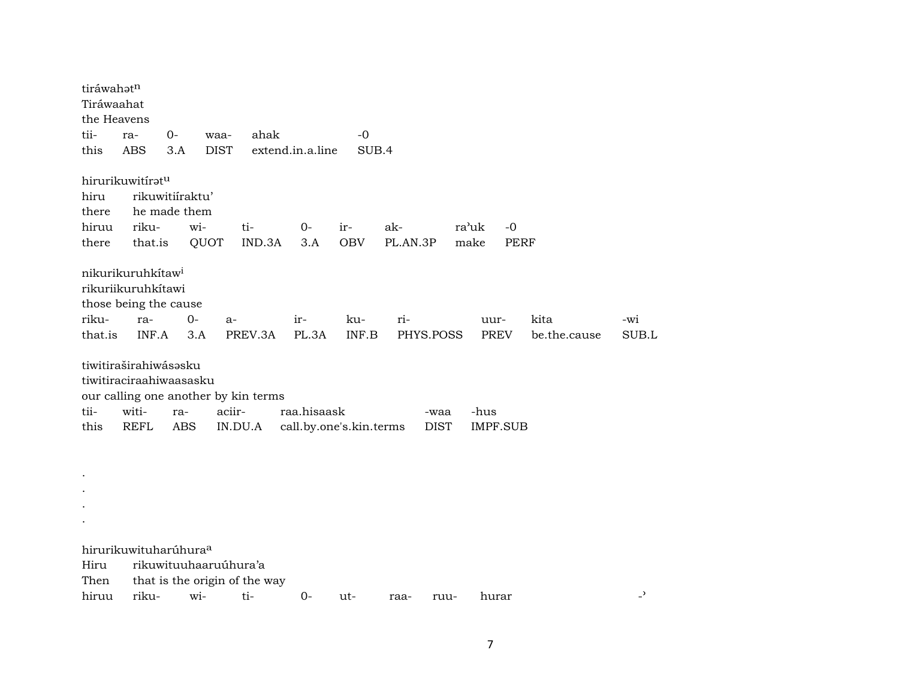tiráwahət$^{n}$
Tiráwaahat
the Heavens

| tii- | ra- | 0- | waa- | ahak | -0 |
|---|---|---|---|---|---|
| this | ABS | 3.A | DIST | extend.in.a.line | SUB.4 |

hirurikuwitírət$^{u}$
hiru rikuwitiíraktu'
there he made them

| hiruu | riku- | wi- | ti- | 0- | ir- | ak- | ra'uk | -0 |
|---|---|---|---|---|---|---|---|---|
| there | that.is | QUOT | IND.3A | 3.A | OBV | PL.AN.3P | make | PERF |

nikurikuruhkítaw$^{i}$
rikuriikuruhkítawi
those being the cause

| riku- | ra- | 0- | a- | ir- | ku- | ri- | uur- | kita | -wi |
|---|---|---|---|---|---|---|---|---|---|
| that.is | INF.A | 3.A | PREV.3A | PL.3A | INF.B | PHYS.POSS | PREV | be.the.cause | SUB.L |

tiwitiraširahiwásəsku
tiwitiraciraahiwaasasku
our calling one another by kin terms

| tii- | witi- | ra- | aciir- | raa.hisaask | -waa | -hus |
|---|---|---|---|---|---|---|
| this | REFL | ABS | IN.DU.A | call.by.one's.kin.terms | DIST | IMPF.SUB |

.
.
.
.

hirurikuwituharúhura$^{a}$
Hiru rikuwituuhaaruúhura'a
Then that is the origin of the way

| hiruu | riku- | wi- | ti- | 0- | ut- | raa- | ruu- | hurar | -' |
|---|---|---|---|---|---|---|---|---|---|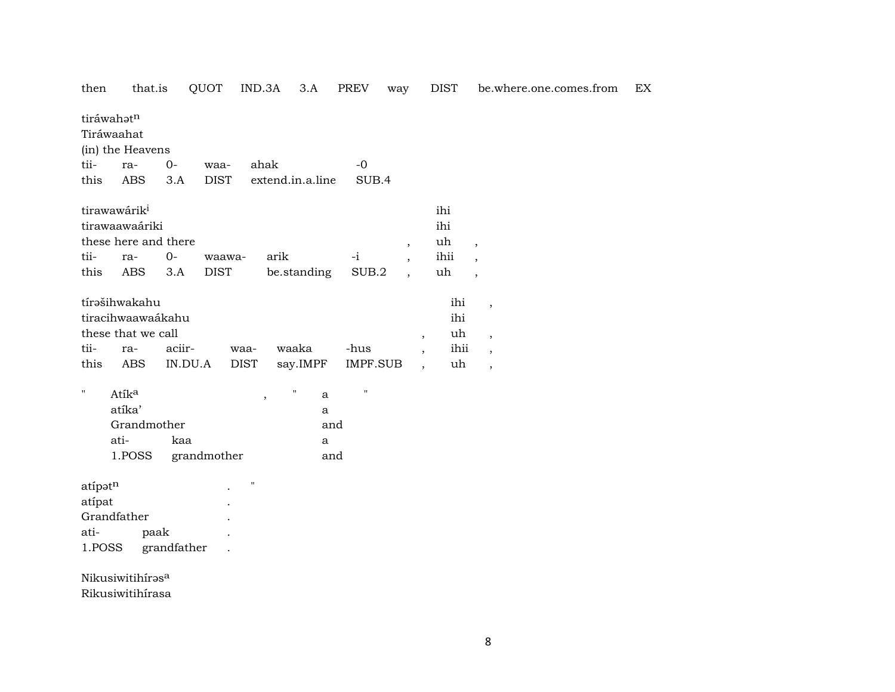then | that.is | QUOT | IND.3A | 3.A | PREV | way | DIST | be.where.one.comes.from | EX

tiráwahət$^{n}$
Tiráwaahat
(in) the Heavens

| tii- | ra- | 0- | waa- | ahak | -0 |
|---|---|---|---|---|---|
| this | ABS | 3.A | DIST | extend.in.a.line | SUB.4 |

tirawawárik$^{i}$ ihi
tirawaawaáriki ihi
these here and there , uh ,

| tii- | ra- | 0- | waawa- | arik | -i | , | ihii | , |
|---|---|---|---|---|---|---|---|---|
| this | ABS | 3.A | DIST | be.standing | SUB.2 | , | uh | , |

tírəšihwakahu ihi ,
tiracihwaawaákahu ihi
these that we call , uh ,

| tii- | ra- | aciir- | waa- | waaka | -hus | , | ihii | , |
|---|---|---|---|---|---|---|---|---|
| this | ABS | IN.DU.A | DIST | say.IMPF | IMPF.SUB | , | uh | , |

" Atík$^{a}$ , " a "
atíka' a
Grandmother and

| ati- | kaa | a |
|---|---|---|
| 1.POSS | grandmother | and |

atípət$^{n}$ . "
atípat .
Grandfather .

| ati- | paak | . |
|---|---|---|
| 1.POSS | grandfather | . |

Nikusiwitihírəs$^{a}$
Rikusiwitihírasa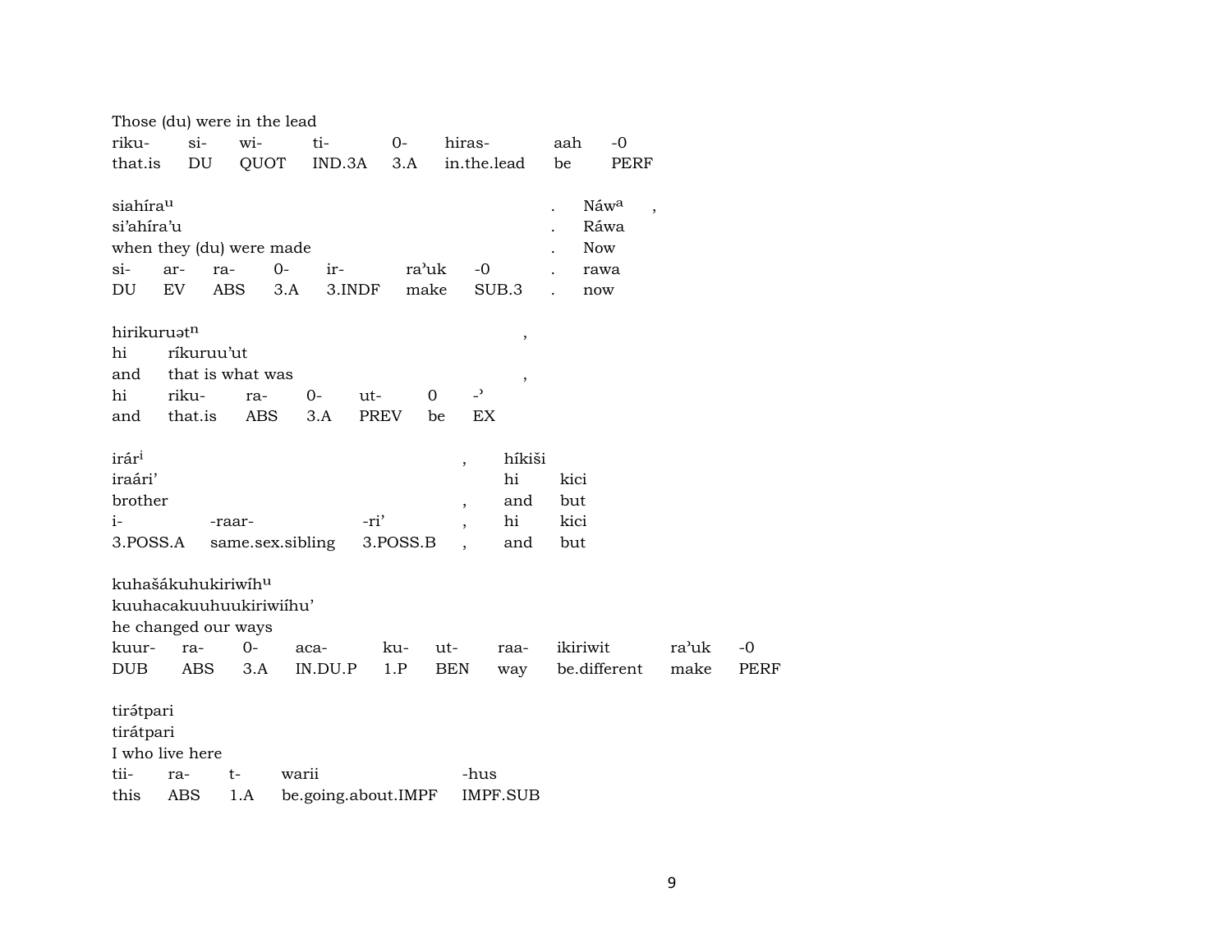Those (du) were in the lead

| riku- | si- | wi- | ti- | 0- | hiras- | aah | -0 |
|---|---|---|---|---|---|---|---|
| that.is | DU | QUOT | IND.3A | 3.A | in.the.lead | be | PERF |

siahíra^u . Náw^a ,
si'ahíra'u . Ráwa
when they (du) were made . Now

| si- | ar- | ra- | 0- | ir- | ra'uk | -0 | . | rawa |
|---|---|---|---|---|---|---|---|---|
| DU | EV | ABS | 3.A | 3.INDF | make | SUB.3 | . | now |

hirikuruət^n ,
hi ríkuruu'ut
and that is what was ,

| hi | riku- | ra- | 0- | ut- | 0 | -' |
|---|---|---|---|---|---|---|
| and | that.is | ABS | 3.A | PREV | be | EX |

irár^i , híkiši
iraári' hi kici
brother , and but

| i- | -raar- | -ri' | , | hi | kici |
|---|---|---|---|---|---|
| 3.POSS.A | same.sex.sibling | 3.POSS.B | , | and | but |

kuhašákuhukiriwíh^u
kuuhacakuuhuukiriwiíhu'
he changed our ways

| kuur- | ra- | 0- | aca- | ku- | ut- | raa- | ikiriwit | ra'uk | -0 |
|---|---|---|---|---|---|---|---|---|---|
| DUB | ABS | 3.A | IN.DU.P | 1.P | BEN | way | be.different | make | PERF |

tirə́tpari
tirátpari
I who live here

| tii- | ra- | t- | warii | -hus |
|---|---|---|---|---|
| this | ABS | 1.A | be.going.about.IMPF | IMPF.SUB |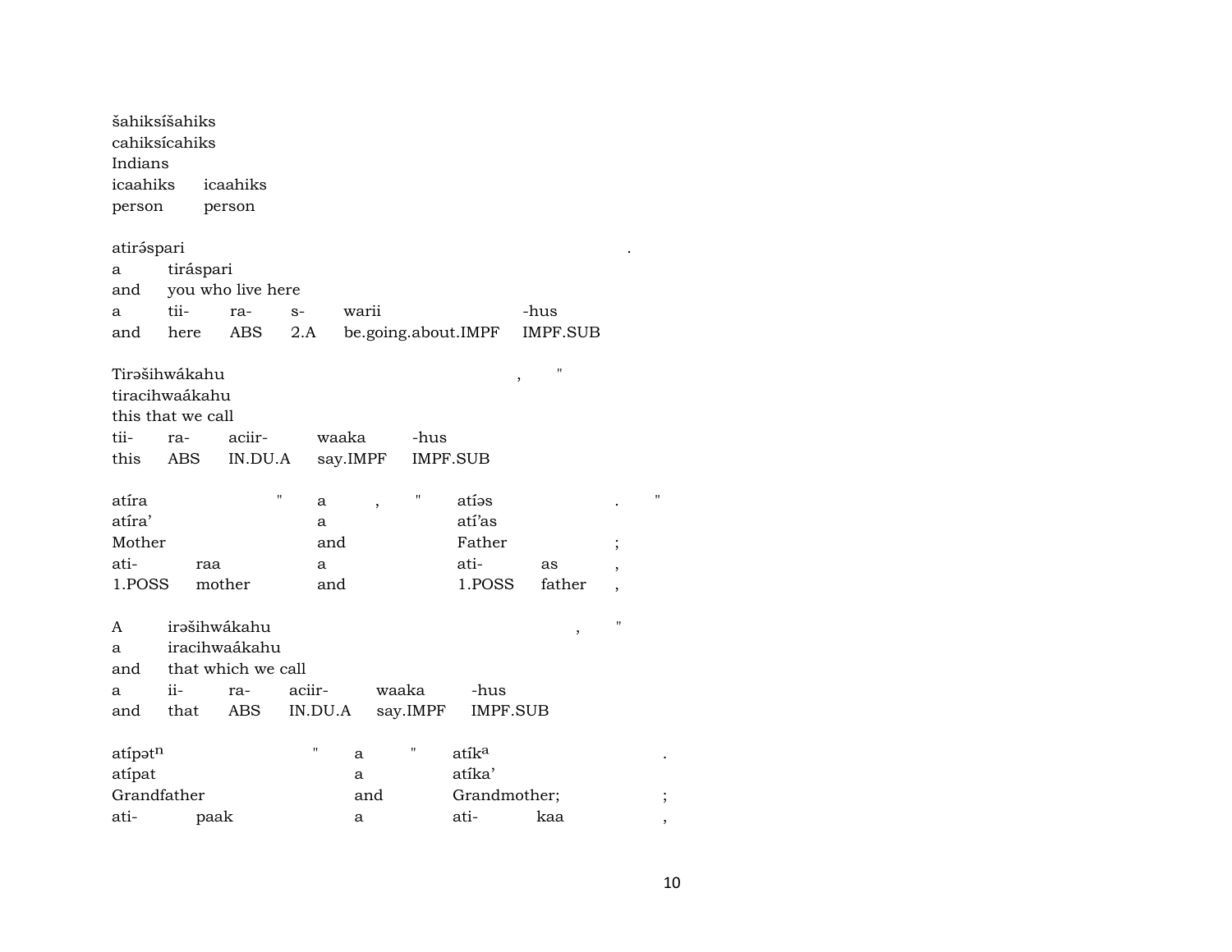šahiksíšahiks
cahiksícahiks
Indians
icaahiks icaahiks
person person

atirə́spari .
a tiráspari
and you who live here
a tii- ra- s- warii -hus
and here ABS 2.A be.going.about.IMPF IMPF.SUB

Tirəšihwákahu , "
tiracihwaákahu
this that we call
tii- ra- aciir- waaka -hus
this ABS IN.DU.A say.IMPF IMPF.SUB

atíra " a , " atíəs . "
atíra' a atí'as
Mother and Father ;
ati- raa a ati- as ,
1.POSS mother and 1.POSS father ,

A irəšihwákahu , "
a iracihwaákahu
and that which we call
a ii- ra- aciir- waaka -hus
and that ABS IN.DU.A say.IMPF IMPF.SUB

atípət$^{n}$ " a " atík$^{a}$ .
atípat a atíka'
Grandfather and Grandmother; ;
ati- paak a ati- kaa ,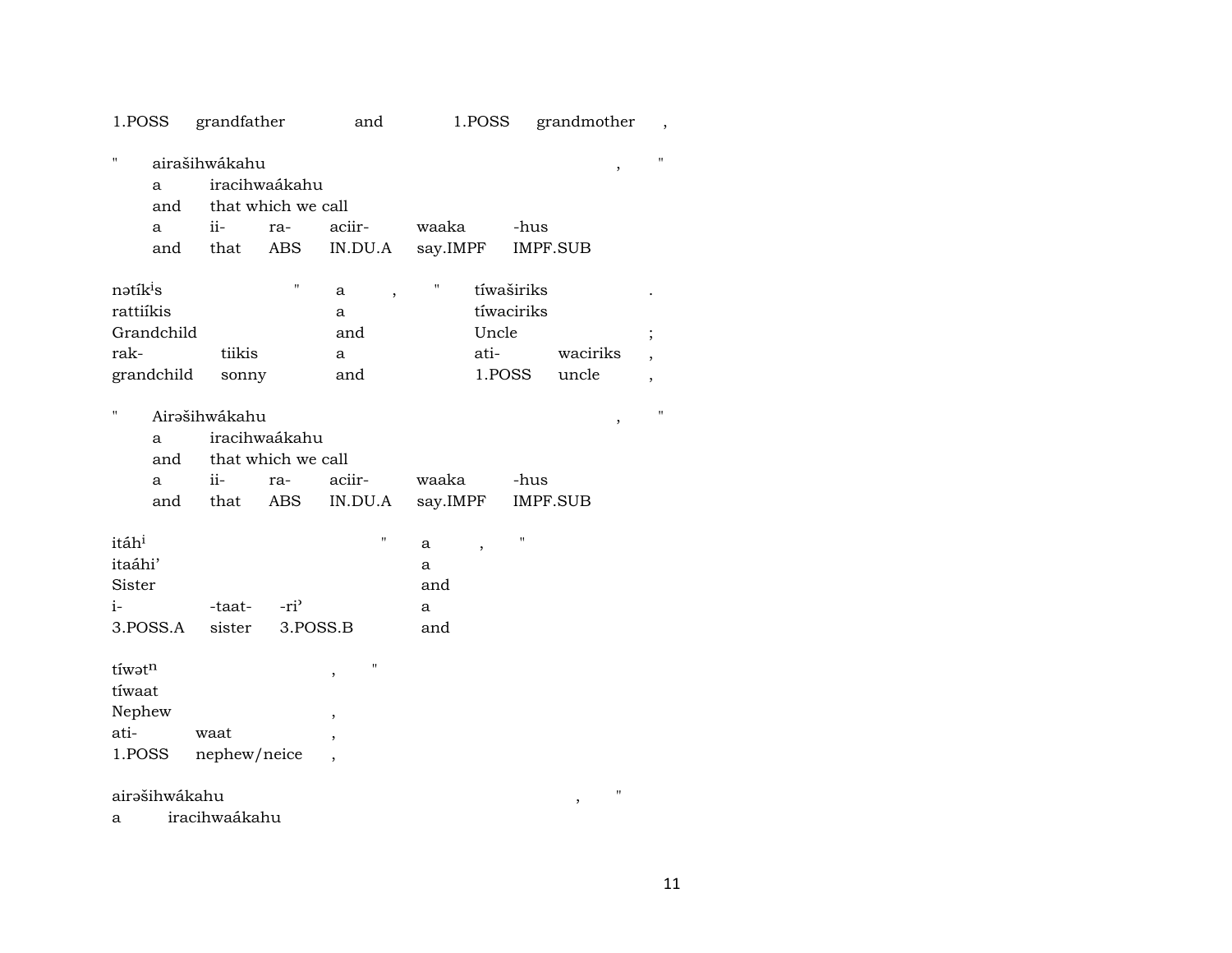| 1.POSS | grandfather | and | 1.POSS | grandmother | , |
|---|---|---|---|---|---|

| " | airašihwákahu | | | | | , | " |
|---|---|---|---|---|---|---|---|
| | a | iracihwaákahu | | | | | |
| | and | that which we call | | | | | |
| | a | ii- | ra- | aciir- | waaka | -hus | |
| | and | that | ABS | IN.DU.A | say.IMPF | IMPF.SUB | |

| nətík[i]s | | " | a | , | " | tíwaširiks | | . |
|---|---|---|---|---|---|---|---|---|
| rattiíkis | | | a | | | tíwaciriks | | |
| Grandchild | | | and | | | Uncle | | ; |
| rak- | tiikis | | a | | | ati- | waciriks | , |
| grandchild | sonny | | and | | | 1.POSS | uncle | , |

| " | Airəšihwákahu | | | | | , | " |
|---|---|---|---|---|---|---|---|
| | a | iracihwaákahu | | | | | |
| | and | that which we call | | | | | |
| | a | ii- | ra- | aciir- | waaka | -hus | |
| | and | that | ABS | IN.DU.A | say.IMPF | IMPF.SUB | |

| itáh[i] | | | " | a | , | " |
|---|---|---|---|---|---|---|
| itaáhi' | | | | a | | |
| Sister | | | | and | | |
| i- | -taat- | -ri' | | a | | |
| 3.POSS.A | sister | 3.POSS.B | | and | | |

| tíwət[n] | | , | " |
|---|---|---|---|
| tíwaat | | | |
| Nephew | | , | |
| ati- | waat | , | |
| 1.POSS | nephew/neice | , | |

| airəšihwákahu | | , | " |
|---|---|---|---|
| a | iracihwaákahu | | |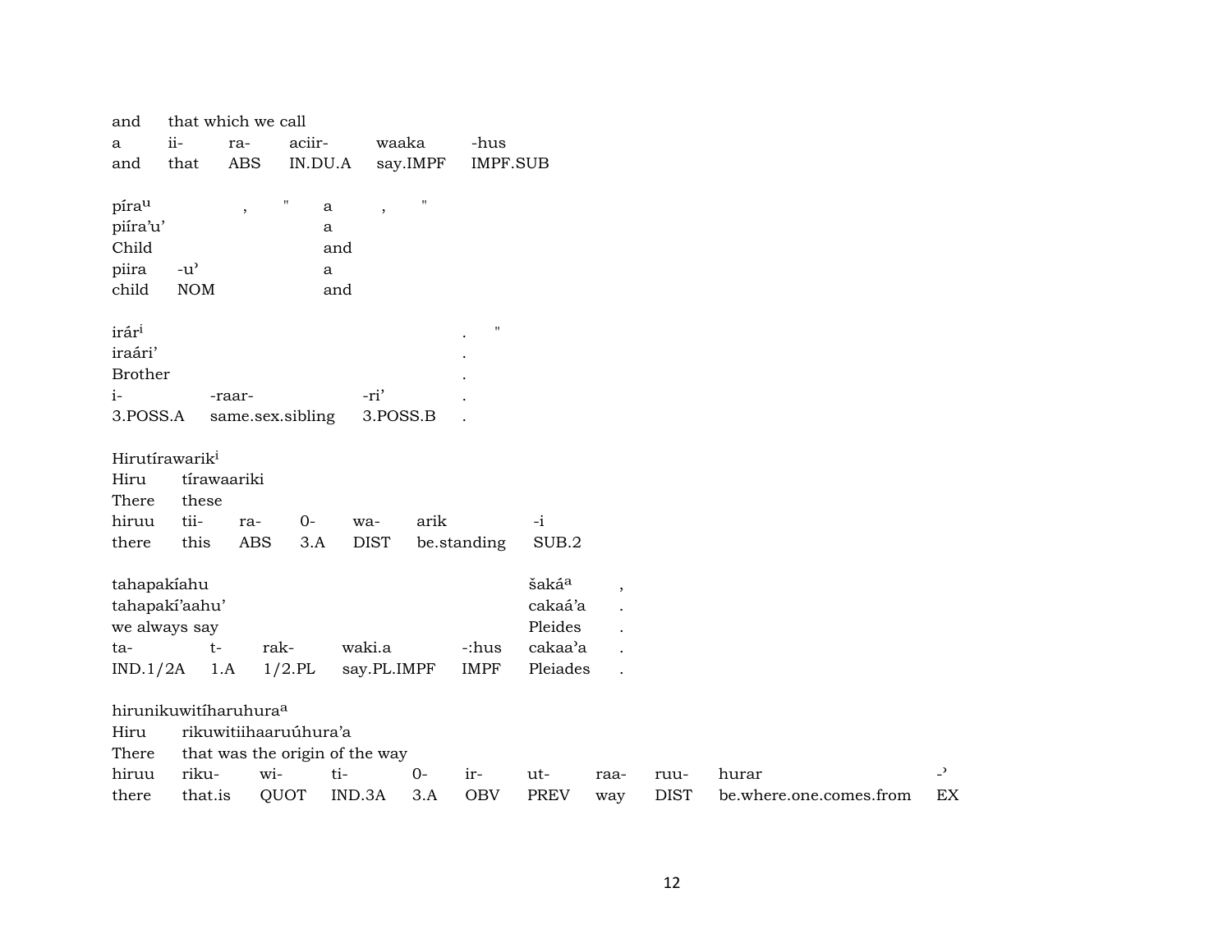| and | that which we call | | | | |
|---|---|---|---|---|---|
| a | ii- | ra- | aciir- | waaka | -hus |
| and | that | ABS | IN.DU.A | say.IMPF | IMPF.SUB |

| píra[u] | , | " | a | , | " |
|---|---|---|---|---|---|
| piíra'u' | | | a | | |
| Child | | | and | | |
| piira | -u' | | a | | |
| child | NOM | | and | | |

| irár[i] | | | . | " |
|---|---|---|---|---|
| iraári' | | | . | |
| Brother | | | . | |
| i- | -raar- | -ri' | . | |
| 3.POSS.A | same.sex.sibling | 3.POSS.B | . | |

| Hirutírawarik[i] | | | | | | |
|---|---|---|---|---|---|---|
| Hiru | tírawaariki | | | | | |
| There | these | | | | | |
| hiruu | tii- | ra- | 0- | wa- | arik | -i |
| there | this | ABS | 3.A | DIST | be.standing | SUB.2 |

| tahapakíahu | | | | | šaká[a] | , |
|---|---|---|---|---|---|---|
| tahapakí'aahu' | | | | | cakaá'a | . |
| we always say | | | | | Pleides | . |
| ta- | t- | rak- | waki.a | -:hus | cakaa'a | . |
| IND.1/2A | 1.A | 1/2.PL | say.PL.IMPF | IMPF | Pleiades | . |

| hirunikuwitíharuhura[a] | | | | | | | | | | |
|---|---|---|---|---|---|---|---|---|---|---|
| Hiru | rikuwitiihaaruúhura'a | | | | | | | | | |
| There | that was the origin of the way | | | | | | | | | |
| hiruu | riku- | wi- | ti- | 0- | ir- | ut- | raa- | ruu- | hurar | -' |
| there | that.is | QUOT | IND.3A | 3.A | OBV | PREV | way | DIST | be.where.one.comes.from | EX |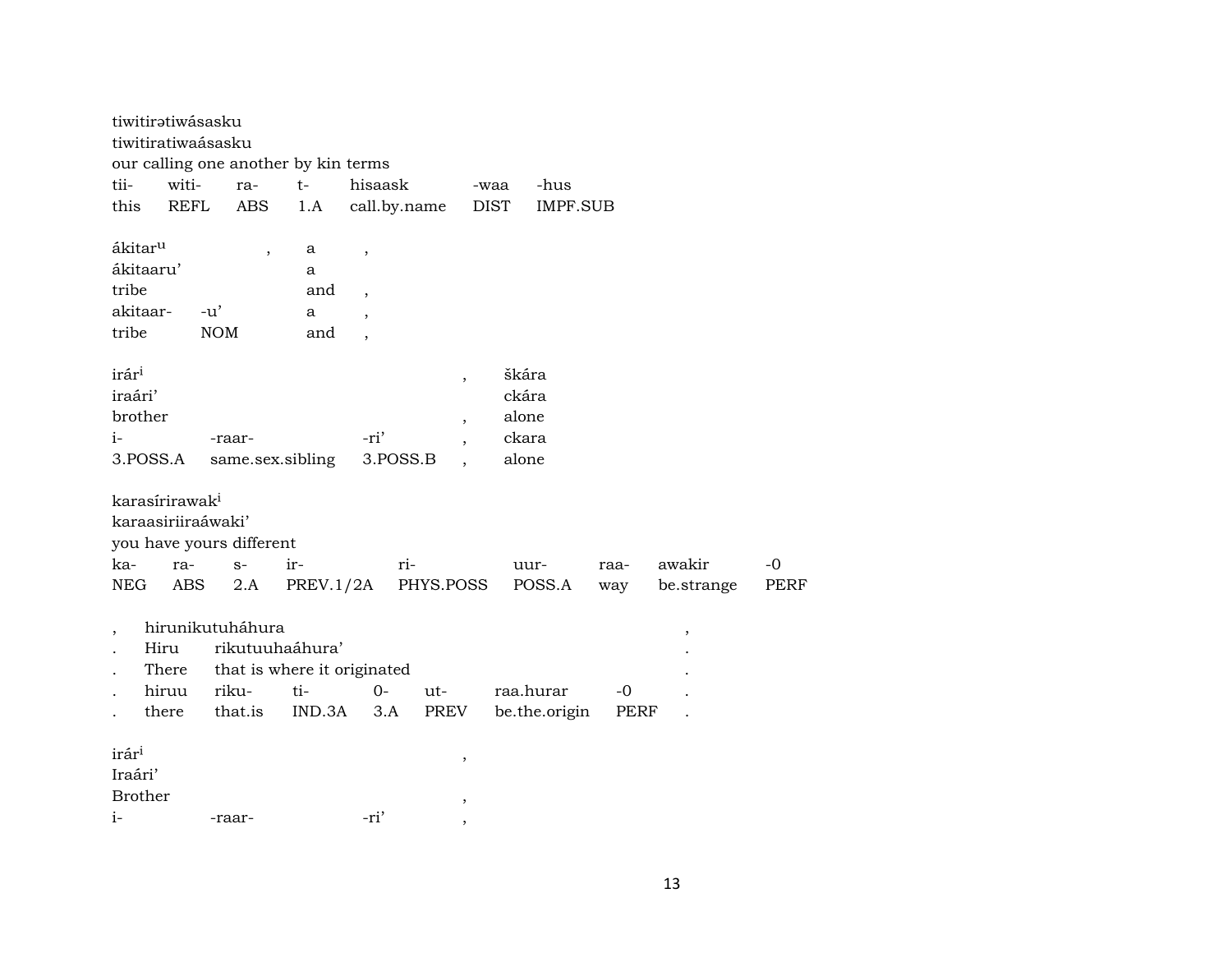tiwitirətiwásasku
tiwitiratiwaásasku
our calling one another by kin terms

| tii- | witi- | ra- | t- | hisaask | -waa | -hus |
|---|---|---|---|---|---|---|
| this | REFL | ABS | 1.A | call.by.name | DIST | IMPF.SUB |

| ákitar^u | | , | a | , |
|---|---|---|---|---|
| ákitaaru’ | | | a | |
| tribe | | | and | , |
| akitaar- | -u’ | | a | , |
| tribe | NOM | | and | , |

| irár^i | | | , | škára |
|---|---|---|---|---|
| iraári’ | | | | ckára |
| brother | | | , | alone |
| i- | -raar- | -ri’ | , | ckara |
| 3.POSS.A | same.sex.sibling | 3.POSS.B | , | alone |

karasírirawak^i
karaasiriiraáwaki’
you have yours different

| ka- | ra- | s- | ir- | ri- | uur- | raa- | awakir | -0 |
|---|---|---|---|---|---|---|---|---|
| NEG | ABS | 2.A | PREV.1/2A | PHYS.POSS | POSS.A | way | be.strange | PERF |

| , | hirunikutuháhura | | | | | | | , |
|---|---|---|---|---|---|---|---|---|
| . | Hiru | rikutuuhaáhura’ | | | | | | . |
| . | There | that is where it originated | | | | | | . |
| . | hiruu | riku- | ti- | 0- | ut- | raa.hurar | -0 | . |
| . | there | that.is | IND.3A | 3.A | PREV | be.the.origin | PERF | . |

| irár^i | | | , |
|---|---|---|---|
| Iraári’ | | | |
| Brother | | | , |
| i- | -raar- | -ri’ | , |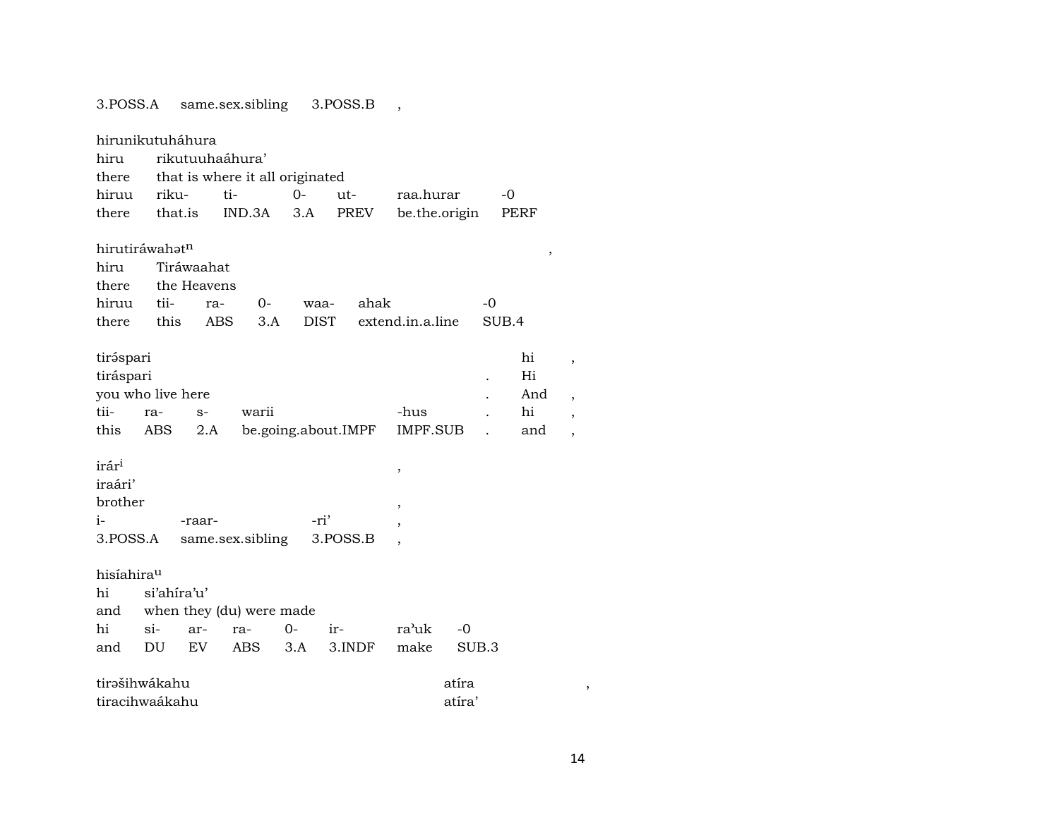| 3.POSS.A | same.sex.sibling | 3.POSS.B | , |
|---|---|---|---|

hirunikutuháhura

| hiru | rikutuuhaáhura' | | | | | |
|---|---|---|---|---|---|---|
| there | that is where it all originated | | | | | |
| hiruu | riku- | ti- | 0- | ut- | raa.hurar | -0 |
| there | that.is | IND.3A | 3.A | PREV | be.the.origin | PERF |

hirutiráwahət$^{n}$ ,

| hiru | Tiráwaahat | | | | | |
|---|---|---|---|---|---|---|
| there | the Heavens | | | | | |
| hiruu | tii- | ra- | 0- | waa- | ahak | -0 |
| there | this | ABS | 3.A | DIST | extend.in.a.line | SUB.4 |

| tirə́spari | | | | | | hi | , |
|---|---|---|---|---|---|---|---|
| tiráspari | | | | | . | Hi | |
| you who live here | | | | | . | And | , |
| tii- | ra- | s- | warii | -hus | . | hi | , |
| this | ABS | 2.A | be.going.about.IMPF | IMPF.SUB | . | and | , |

| irár$^{i}$ | | | , |
|---|---|---|---|
| iraári' | | | |
| brother | | | , |
| i- | -raar- | -ri' | , |
| 3.POSS.A | same.sex.sibling | 3.POSS.B | , |

hisíahira$^{u}$

| hi | si'ahíra'u' | | | | | | |
|---|---|---|---|---|---|---|---|
| and | when they (du) were made | | | | | | |
| hi | si- | ar- | ra- | 0- | ir- | ra'uk | -0 |
| and | DU | EV | ABS | 3.A | 3.INDF | make | SUB.3 |

| tirəšihwákahu | atíra | , |
|---|---|---|
| tiracihwaákahu | atíra' | |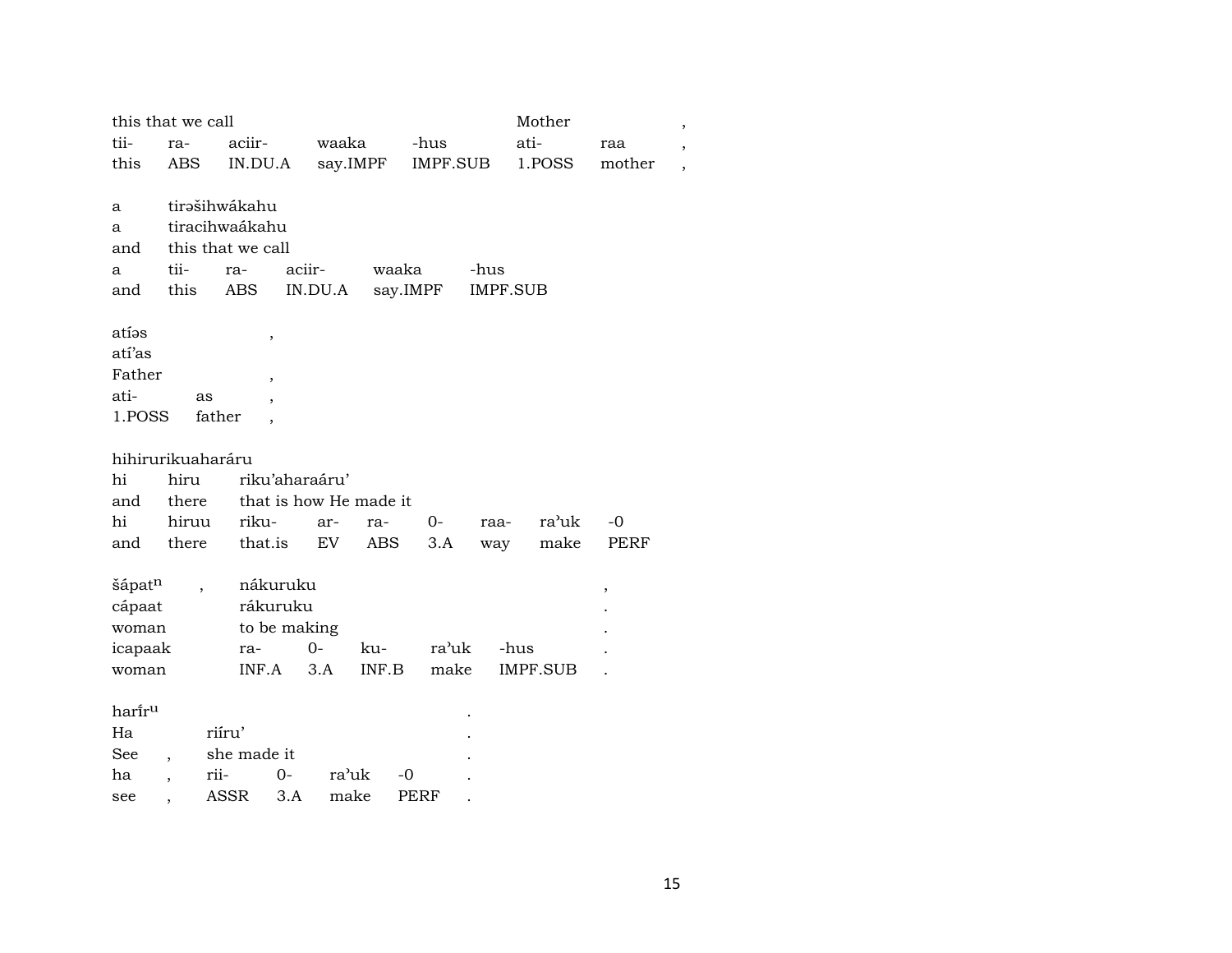| this that we call | | | | | Mother | | , |
|---|---|---|---|---|---|---|---|
| tii- | ra- | aciir- | waaka | -hus | ati- | raa | , |
| this | ABS | IN.DU.A | say.IMPF | IMPF.SUB | 1.POSS | mother | , |

| a | tirəšihwákahu | | | | |
|---|---|---|---|---|---|
| a | tiracihwaákahu | | | | |
| and | this that we call | | | | |
| a | tii- | ra- | aciir- | waaka | -hus |
| and | this | ABS | IN.DU.A | say.IMPF | IMPF.SUB |

| atíəs | | , |
|---|---|---|
| atí'as | | |
| Father | | , |
| ati- | as | , |
| 1.POSS | father | , |

| hihirurikuaharáru | | | | | | | | |
|---|---|---|---|---|---|---|---|---|
| hi | hiru | riku'aharaáru' | | | | | | |
| and | there | that is how He made it | | | | | | |
| hi | hiruu | riku- | ar- | ra- | 0- | raa- | ra'uk | -0 |
| and | there | that.is | EV | ABS | 3.A | way | make | PERF |

| šápat$^{n}$ | , | nákuruku | | | | | , |
|---|---|---|---|---|---|---|---|
| cápaat | | rákuruku | | | | | . |
| woman | | to be making | | | | | . |
| icapaak | | ra- | 0- | ku- | ra'uk | -hus | . |
| woman | | INF.A | 3.A | INF.B | make | IMPF.SUB | . |

| harír$^{u}$ | | | | | | . |
|---|---|---|---|---|---|---|
| Ha | | riíru' | | | | . |
| See | , | she made it | | | | . |
| ha | , | rii- | 0- | ra'uk | -0 | . |
| see | , | ASSR | 3.A | make | PERF | . |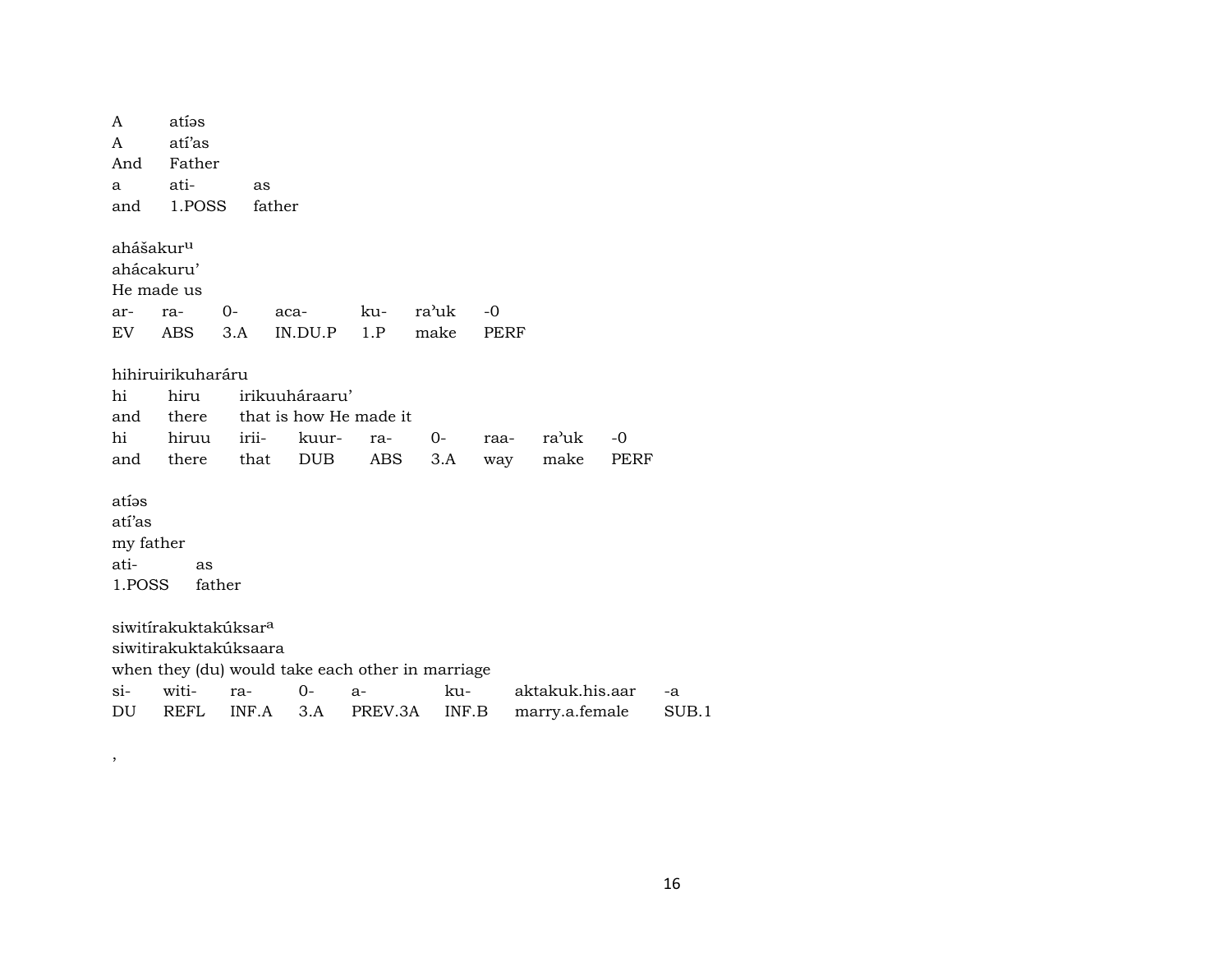A atíəs
A atí'as
And Father

| a | ati- | as |
|---|---|---|
| and | 1.POSS | father |

ahášakur^u
ahácakuru'
He made us

| ar- | ra- | 0- | aca- | ku- | ra'uk | -0 |
|---|---|---|---|---|---|---|
| EV | ABS | 3.A | IN.DU.P | 1.P | make | PERF |

hihiruirikuharáru

| hi | hiru | irikuuháraaru' | | | | | | |
|---|---|---|---|---|---|---|---|---|
| and | there | that is how He made it | | | | | | |
| hi | hiruu | irii- | kuur- | ra- | 0- | raa- | ra'uk | -0 |
| and | there | that | DUB | ABS | 3.A | way | make | PERF |

atíəs
atí'as
my father

| ati- | as |
|---|---|
| 1.POSS | father |

siwitírakuktakúksar^a
siwitirakuktakúksaara
when they (du) would take each other in marriage

| si- | witi- | ra- | 0- | a- | ku- | aktakuk.his.aar | -a |
|---|---|---|---|---|---|---|---|
| DU | REFL | INF.A | 3.A | PREV.3A | INF.B | marry.a.female | SUB.1 |

,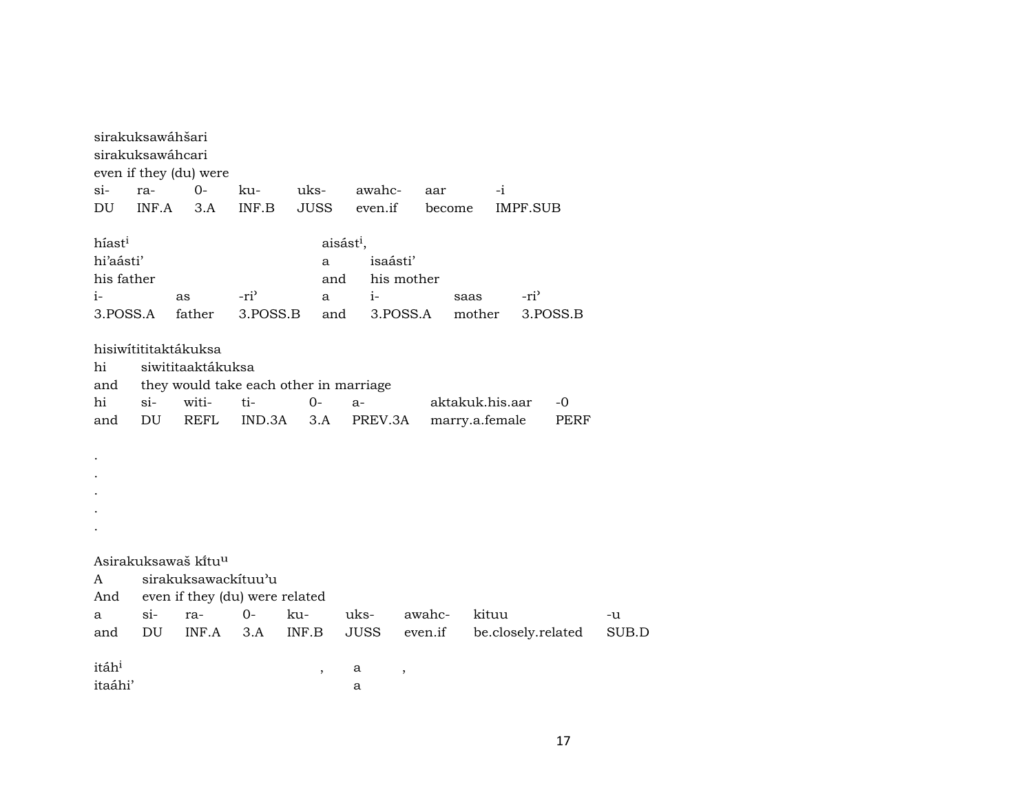sirakuksawáhšari
sirakuksawáhcari
even if they (du) were

| si- | ra- | 0- | ku- | uks- | awahc- | aar | -i |
|---|---|---|---|---|---|---|---|
| DU | INF.A | 3.A | INF.B | JUSS | even.if | become | IMPF.SUB |

híast[i] aisást[i],
hi’aásti’ a isaásti’
his father and his mother

| i- | as | -ri’ | a | i- | saas | -ri’ |
|---|---|---|---|---|---|---|
| 3.POSS.A | father | 3.POSS.B | and | 3.POSS.A | mother | 3.POSS.B |

hisiwítititaktákuksa
hi siwititaaktákuksa
and they would take each other in marriage

| hi | si- | witi- | ti- | 0- | a- | aktakuk.his.aar | -0 |
|---|---|---|---|---|---|---|---|
| and | DU | REFL | IND.3A | 3.A | PREV.3A | marry.a.female | PERF |

.
.
.
.
.

Asirakuksawaš kı̃tu[u]
A sirakuksawackítuu’u
And even if they (du) were related

| a | si- | ra- | 0- | ku- | uks- | awahc- | kituu | -u |
|---|---|---|---|---|---|---|---|---|
| and | DU | INF.A | 3.A | INF.B | JUSS | even.if | be.closely.related | SUB.D |

itáh[i] , a ,
itaáhi’ a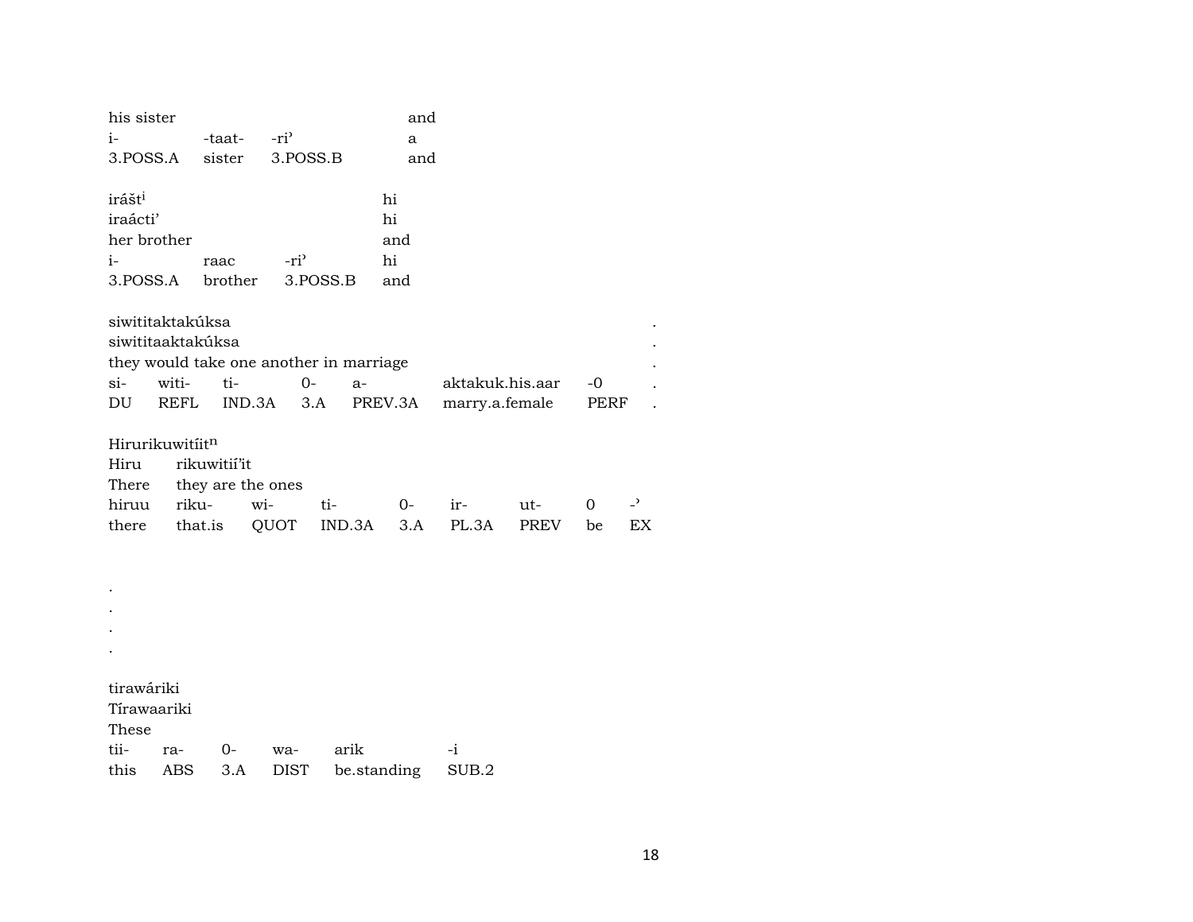| his sister | | | and |
|---|---|---|---|
| i- | -taat- | -ri’ | a |
| 3.POSS.A | sister | 3.POSS.B | and |

| irášt[i] | | | hi |
|---|---|---|---|
| iraácti’ | | | hi |
| her brother | | | and |
| i- | raac | -ri’ | hi |
| 3.POSS.A | brother | 3.POSS.B | and |

| siwititaktakúksa | | | | | | | . |
|---|---|---|---|---|---|---|---|
| siwititaaktakúksa | | | | | | | . |
| they would take one another in marriage | | | | | | | . |
| si- | witi- | ti- | 0- | a- | aktakuk.his.aar | -0 | . |
| DU | REFL | IND.3A | 3.A | PREV.3A | marry.a.female | PERF | . |

| Hirurikuwitíit[n] | | | | | | | | |
|---|---|---|---|---|---|---|---|---|
| Hiru | rikuwitií’it | | | | | | | |
| There | they are the ones | | | | | | | |
| hiruu | riku- | wi- | ti- | 0- | ir- | ut- | 0 | -’ |
| there | that.is | QUOT | IND.3A | 3.A | PL.3A | PREV | be | EX |

.
.
.
.

| tirawáriki | | | | | |
|---|---|---|---|---|---|
| Tírawaariki | | | | | |
| These | | | | | |
| tii- | ra- | 0- | wa- | arik | -i |
| this | ABS | 3.A | DIST | be.standing | SUB.2 |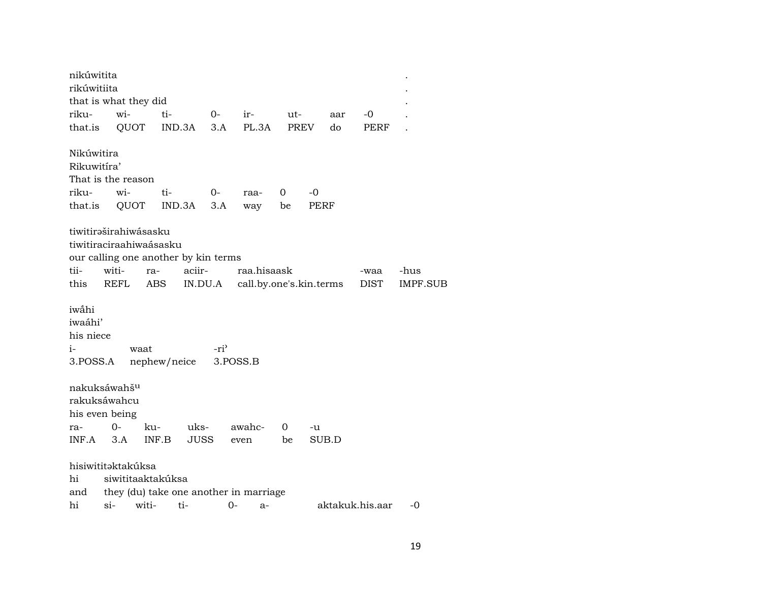nikúwitita .
rikúwitiita .
that is what they did .

| riku- | wi- | ti- | 0- | ir- | ut- | aar | -0 | . |
|---|---|---|---|---|---|---|---|---|
| that.is | QUOT | IND.3A | 3.A | PL.3A | PREV | do | PERF | . |

Nikúwitira
Rikuwitíra'
That is the reason

| riku- | wi- | ti- | 0- | raa- | 0 | -0 |
|---|---|---|---|---|---|---|
| that.is | QUOT | IND.3A | 3.A | way | be | PERF |

tiwitirəširahiwásasku
tiwitiraciraahiwaásasku
our calling one another by kin terms

| tii- | witi- | ra- | aciir- | raa.hisaask | -waa | -hus |
|---|---|---|---|---|---|---|
| this | REFL | ABS | IN.DU.A | call.by.one's.kin.terms | DIST | IMPF.SUB |

iwa̋hi
iwaáhi'
his niece

| i- | waat | -ri' |
|---|---|---|
| 3.POSS.A | nephew/neice | 3.POSS.B |

nakuksáwahšu
rakuksáwahcu
his even being

| ra- | 0- | ku- | uks- | awahc- | 0 | -u |
|---|---|---|---|---|---|---|
| INF.A | 3.A | INF.B | JUSS | even | be | SUB.D |

hisiwititəktakúksa
hi siwititaaktakúksa
and they (du) take one another in marriage

| hi | si- | witi- | ti- | 0- | a- | aktakuk.his.aar | -0 |
|---|---|---|---|---|---|---|---|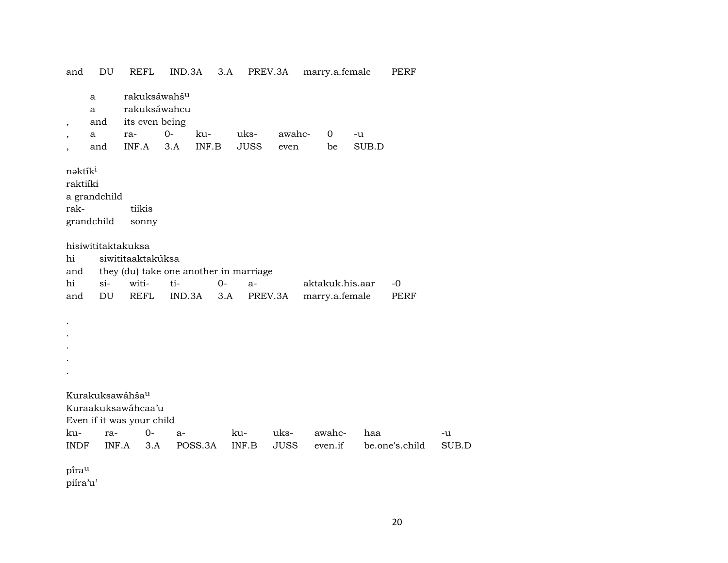| and | DU | REFL | IND.3A | 3.A | PREV.3A | marry.a.female | PERF |
|---|---|---|---|---|---|---|---|

| | a | rakuksáwahš^u | | | | | | |
|---|---|---|---|---|---|---|---|---|
| | a | rakuksáwahcu | | | | | | |
| , | and | its even being | | | | | | |
| , | a | ra- | 0- | ku- | uks- | awahc- | 0 | -u |
| , | and | INF.A | 3.A | INF.B | JUSS | even | be | SUB.D |

nəktík^i
raktiíki
a grandchild

| rak- | tiikis |
|---|---|
| grandchild | sonny |

hisiwititaktakuksa

| hi | siwititaaktakúksa | | | | | | |
|---|---|---|---|---|---|---|---|
| and | they (du) take one another in marriage | | | | | | |
| hi | si- | witi- | ti- | 0- | a- | aktakuk.his.aar | -0 |
| and | DU | REFL | IND.3A | 3.A | PREV.3A | marry.a.female | PERF |

.
.
.
.
.

Kurakuksawáhša^u
Kuraakuksawáhcaa'u
Even if it was your child

| ku- | ra- | 0- | a- | ku- | uks- | awahc- | haa | -u |
|---|---|---|---|---|---|---|---|---|
| INDF | INF.A | 3.A | POSS.3A | INF.B | JUSS | even.if | be.one's.child | SUB.D |

pí̃ra^u
piíra'u'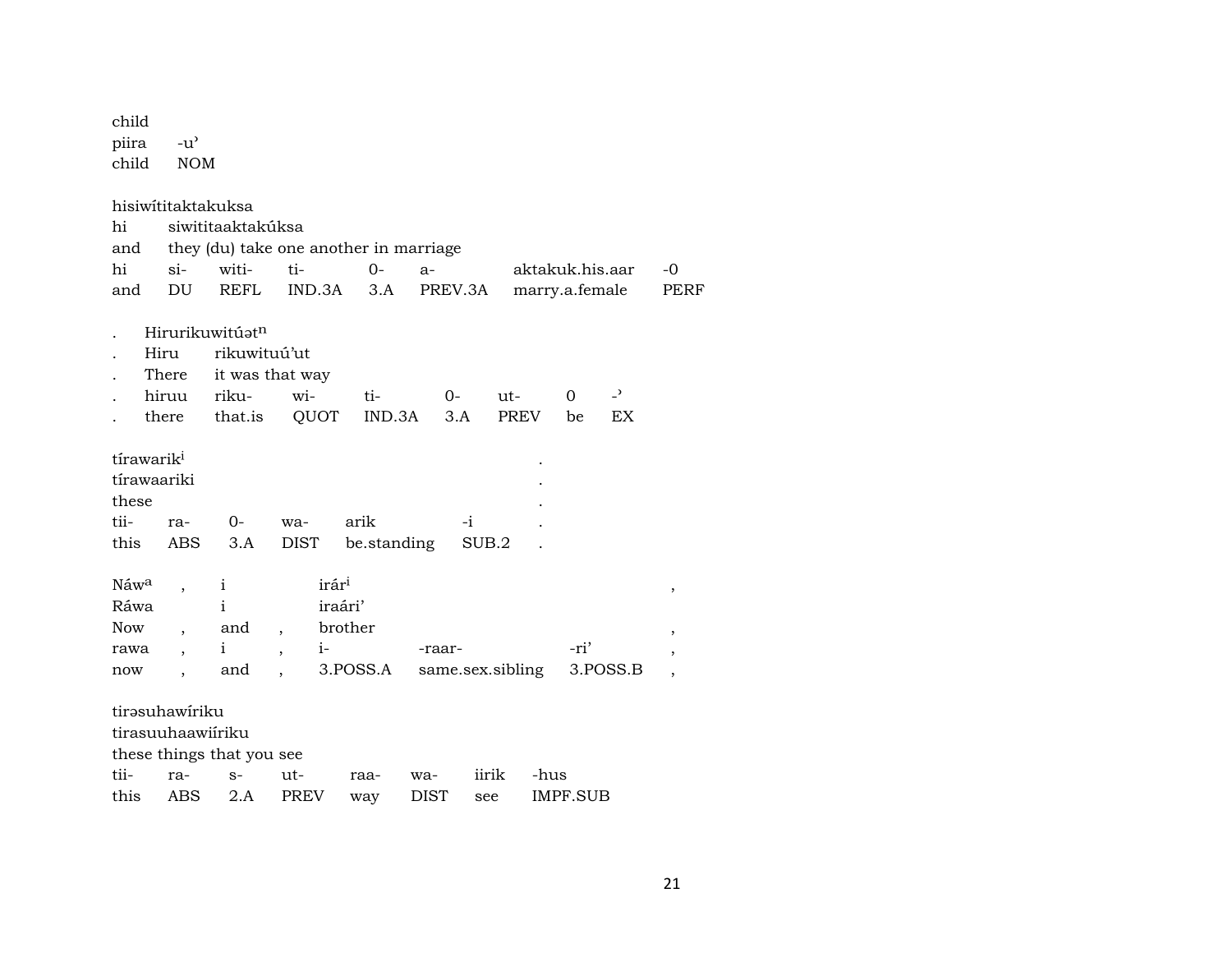child
piira -u'
child NOM

hisiwítitaktakuksa
hi siwititaaktakúksa
and they (du) take one another in marriage

| hi | si- | witi- | ti- | 0- | a- | aktakuk.his.aar | -0 |
|---|---|---|---|---|---|---|---|
| and | DU | REFL | IND.3A | 3.A | PREV.3A | marry.a.female | PERF |

. Hirurikuwitúət[n]
. Hiru rikuwituú'ut
. There it was that way

| . | hiruu | riku- | wi- | ti- | 0- | ut- | 0 | -' |
|---|---|---|---|---|---|---|---|---|
| . | there | that.is | QUOT | IND.3A | 3.A | PREV | be | EX |

tírawarik[i] .
tírawaariki .
these .

| tii- | ra- | 0- | wa- | arik | -i | . |
|---|---|---|---|---|---|---|
| this | ABS | 3.A | DIST | be.standing | SUB.2 | . |

| Náw[a] | , | i | | irár[i] | | | , |
|---|---|---|---|---|---|---|---|
| Ráwa | | i | | iraári' | | | |
| Now | , | and | , | brother | | | , |
| rawa | , | i | , | i- | -raar- | -ri' | , |
| now | , | and | , | 3.POSS.A | same.sex.sibling | 3.POSS.B | , |

tirəsuhawíriku
tirasuuhaawiíriku
these things that you see

| tii- | ra- | s- | ut- | raa- | wa- | iirik | -hus |
|---|---|---|---|---|---|---|---|
| this | ABS | 2.A | PREV | way | DIST | see | IMPF.SUB |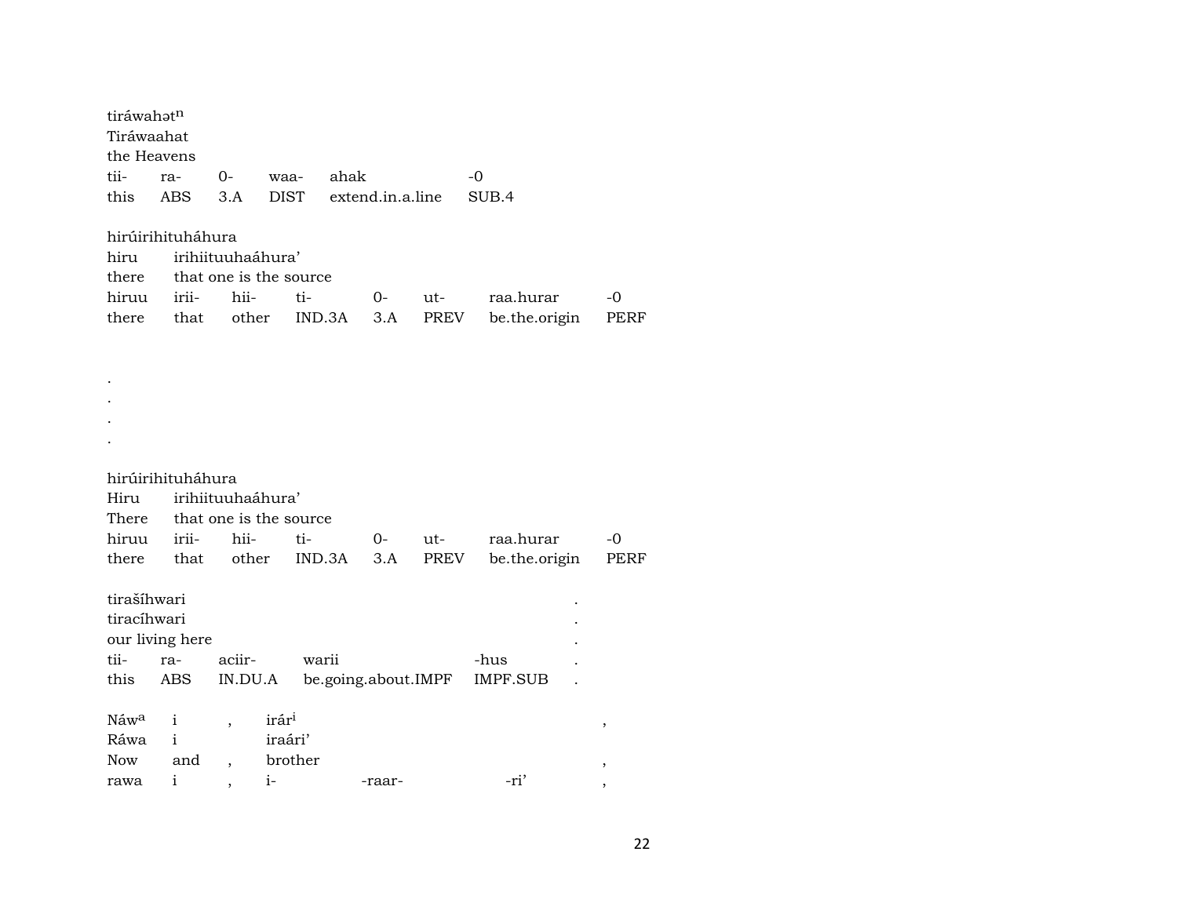tiráwahət$^{n}$
Tiráwaahat
the Heavens

| tii- | ra- | 0- | waa- | ahak | -0 |
|---|---|---|---|---|---|
| this | ABS | 3.A | DIST | extend.in.a.line | SUB.4 |

hirúirihituháhura

| hiru | irihiituuhaáhura’ | | | | | |
|---|---|---|---|---|---|---|
| there | that one is the source | | | | | |
| hiruu | irii- | hii- | ti- | 0- | ut- | raa.hurar | -0 |
| there | that | other | IND.3A | 3.A | PREV | be.the.origin | PERF |

.
.
.
.

hirúirihituháhura

| Hiru | irihiituuhaáhura’ | | | | | |
|---|---|---|---|---|---|---|
| There | that one is the source | | | | | |
| hiruu | irii- | hii- | ti- | 0- | ut- | raa.hurar | -0 |
| there | that | other | IND.3A | 3.A | PREV | be.the.origin | PERF |

tirašíhwari .
tiracíhwari .
our living here .

| tii- | ra- | aciir- | warii | -hus | . |
|---|---|---|---|---|---|
| this | ABS | IN.DU.A | be.going.about.IMPF | IMPF.SUB | . |

| Náw$^{a}$ | i | , | irár$^{i}$ | | | , |
|---|---|---|---|---|---|---|
| Ráwa | i | | iraári’ | | | |
| Now | and | , | brother | | | , |
| rawa | i | , | i- | -raar- | -ri’ | , |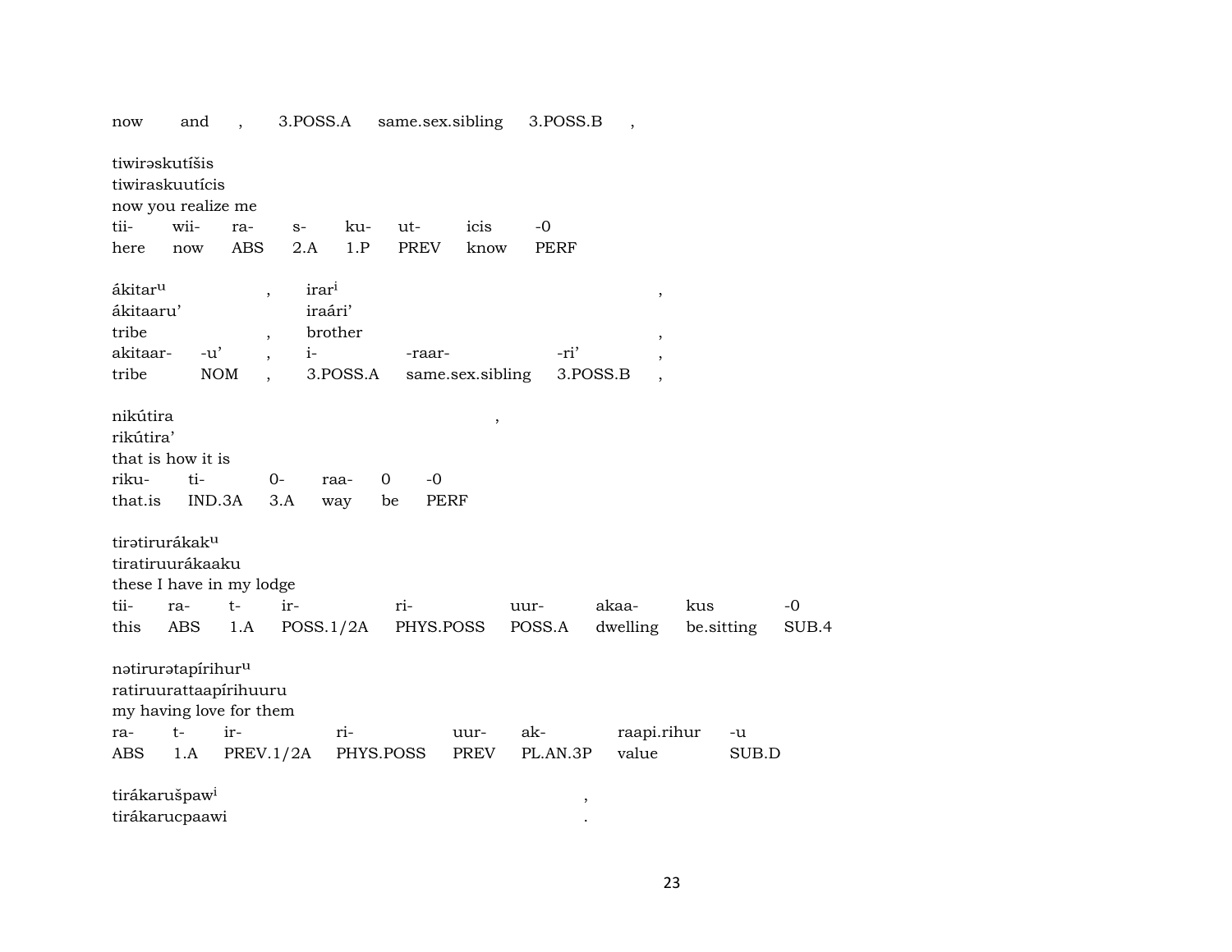now and , 3.POSS.A same.sex.sibling 3.POSS.B ,

tiwirəskutíšis
tiwiraskuutícis
now you realize me

| tii- | wii- | ra- | s- | ku- | ut- | icis | -0 |
|---|---|---|---|---|---|---|---|
| here | now | ABS | 2.A | 1.P | PREV | know | PERF |

ákitar[u] , irar[i] ,
ákitaaru' iraári'
tribe , brother ,

| akitaar- | -u' | , | i- | -raar- | -ri' | , |
|---|---|---|---|---|---|---|
| tribe | NOM | , | 3.POSS.A | same.sex.sibling | 3.POSS.B | , |

nikútira ,
rikútira'
that is how it is

| riku- | ti- | 0- | raa- | 0 | -0 |
|---|---|---|---|---|---|
| that.is | IND.3A | 3.A | way | be | PERF |

tirətirurákak[u]
tiratiruurákaaku
these I have in my lodge

| tii- | ra- | t- | ir- | ri- | uur- | akaa- | kus | -0 |
|---|---|---|---|---|---|---|---|---|
| this | ABS | 1.A | POSS.1/2A | PHYS.POSS | POSS.A | dwelling | be.sitting | SUB.4 |

nətirurətapírihur[u]
ratiruurattaapírihuuru
my having love for them

| ra- | t- | ir- | ri- | uur- | ak- | raapi.rihur | -u |
|---|---|---|---|---|---|---|---|
| ABS | 1.A | PREV.1/2A | PHYS.POSS | PREV | PL.AN.3P | value | SUB.D |

tirákarušpaw[i] ,
tirákarucpaawi .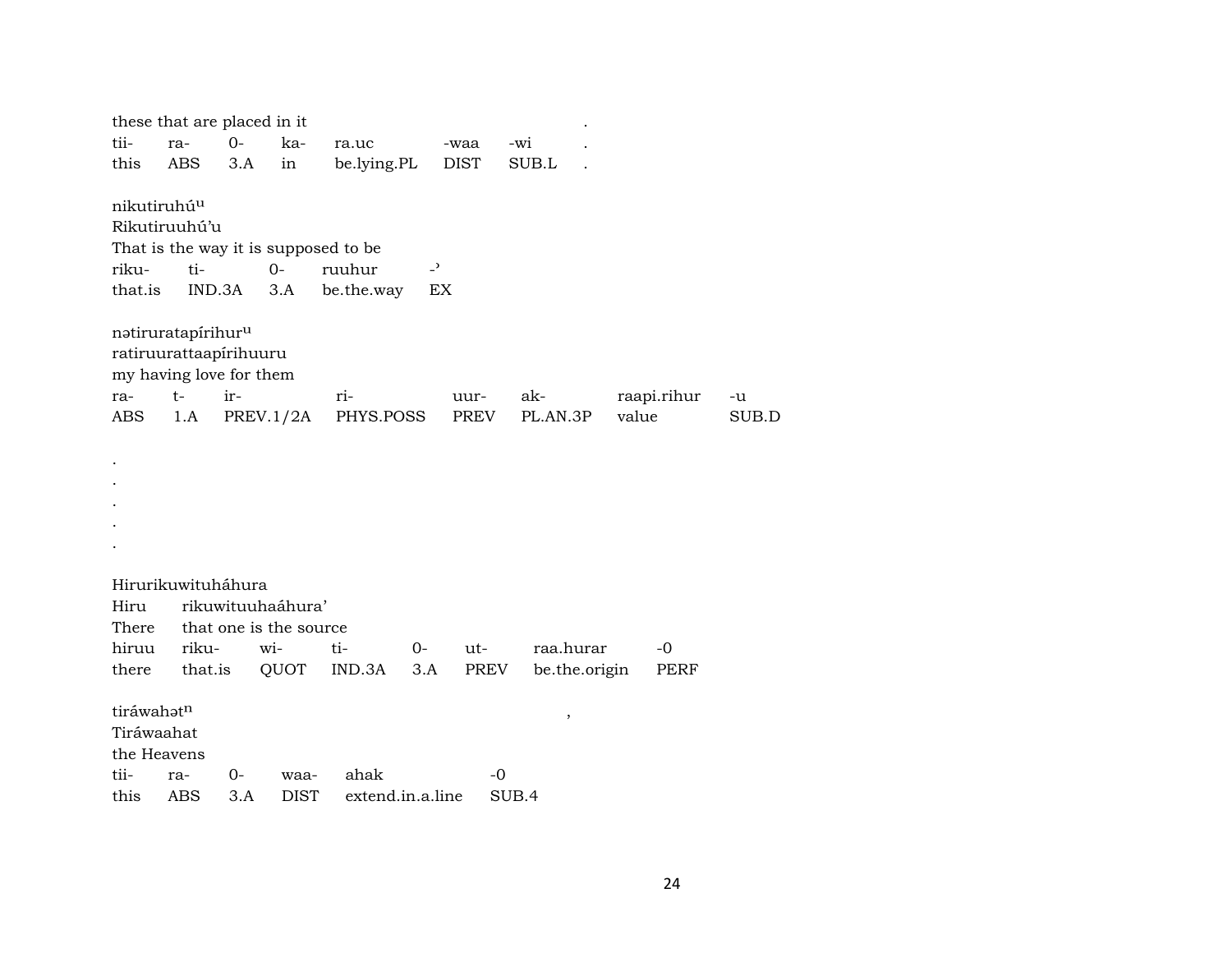these that are placed in it .

| tii- | ra- | 0- | ka- | ra.uc | -waa | -wi | . |
|---|---|---|---|---|---|---|---|
| this | ABS | 3.A | in | be.lying.PL | DIST | SUB.L | . |

nikutiruhúᵘ
Rikutiruuhú'u
That is the way it is supposed to be

| riku- | ti- | 0- | ruuhur | -ʾ |
|---|---|---|---|---|
| that.is | IND.3A | 3.A | be.the.way | EX |

nətiruratapírihurᵘ
ratiruurattaapírihuuru
my having love for them

| ra- | t- | ir- | ri- | uur- | ak- | raapi.rihur | -u |
|---|---|---|---|---|---|---|---|
| ABS | 1.A | PREV.1/2A | PHYS.POSS | PREV | PL.AN.3P | value | SUB.D |

.
.
.
.
.

Hirurikuwituháhura
Hiru rikuwituuhaáhura'
There that one is the source

| hiruu | riku- | wi- | ti- | 0- | ut- | raa.hurar | -0 |
|---|---|---|---|---|---|---|---|
| there | that.is | QUOT | IND.3A | 3.A | PREV | be.the.origin | PERF |

tiráwahətⁿ ,
Tiráwaahat
the Heavens

| tii- | ra- | 0- | waa- | ahak | -0 |
|---|---|---|---|---|---|
| this | ABS | 3.A | DIST | extend.in.a.line | SUB.4 |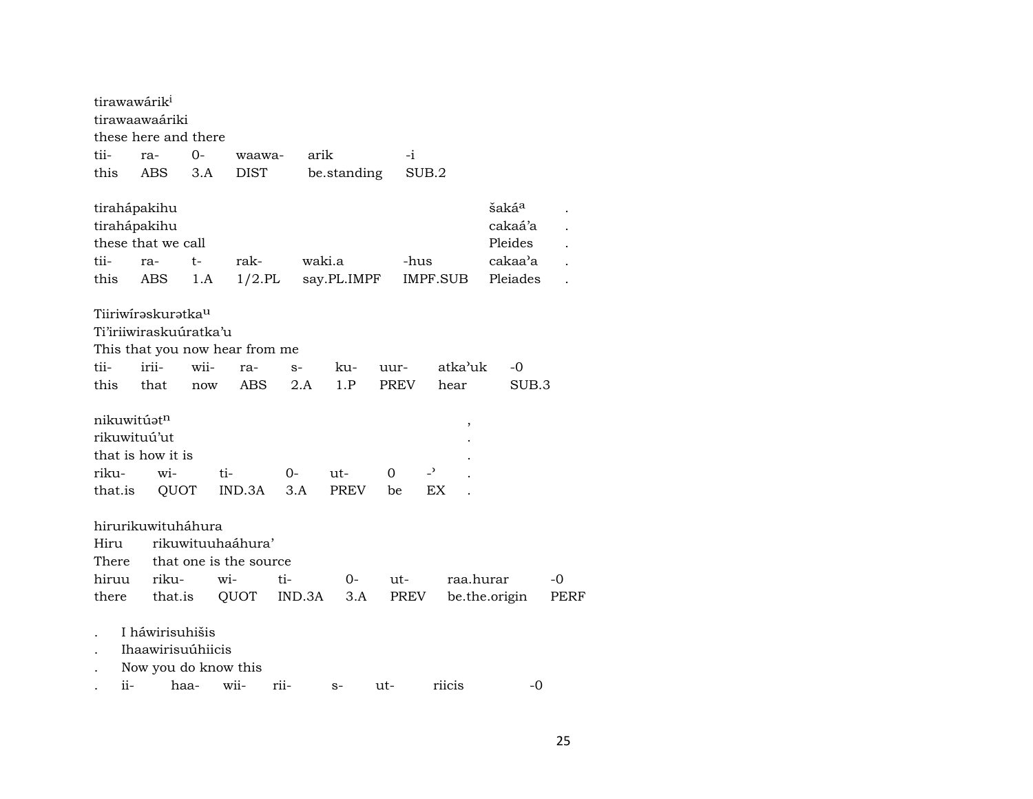tirawawárik[i]
tirawaawaáriki
these here and there

| tii- | ra- | 0- | waawa- | arik | -i |
|---|---|---|---|---|---|
| this | ABS | 3.A | DIST | be.standing | SUB.2 |

tirahápakihu šaká[a] .
tirahápakihu cakaá'a .
these that we call Pleides .

| tii- | ra- | t- | rak- | waki.a | -hus | cakaa'a | . |
|---|---|---|---|---|---|---|---|
| this | ABS | 1.A | 1/2.PL | say.PL.IMPF | IMPF.SUB | Pleiades | . |

Tiiriwírəskurətka[u]
Ti'iriiwiraskuúratka'u
This that you now hear from me

| tii- | irii- | wii- | ra- | s- | ku- | uur- | atkaʾuk | -0 |
|---|---|---|---|---|---|---|---|---|
| this | that | now | ABS | 2.A | 1.P | PREV | hear | SUB.3 |

nikuwitúət[n] ,
rikuwituú'ut .
that is how it is .

| riku- | wi- | ti- | 0- | ut- | 0 | -ʾ | . |
|---|---|---|---|---|---|---|---|
| that.is | QUOT | IND.3A | 3.A | PREV | be | EX | . |

hirurikuwituháhura
Hiru rikuwituuhaáhura'
There that one is the source

| hiruu | riku- | wi- | ti- | 0- | ut- | raa.hurar | -0 |
|---|---|---|---|---|---|---|---|
| there | that.is | QUOT | IND.3A | 3.A | PREV | be.the.origin | PERF |

. I háwirisuhišis
. Ihaawirisuúhiicis
. Now you do know this

| . | ii- | haa- | wii- | rii- | s- | ut- | riicis | -0 |
|---|---|---|---|---|---|---|---|---|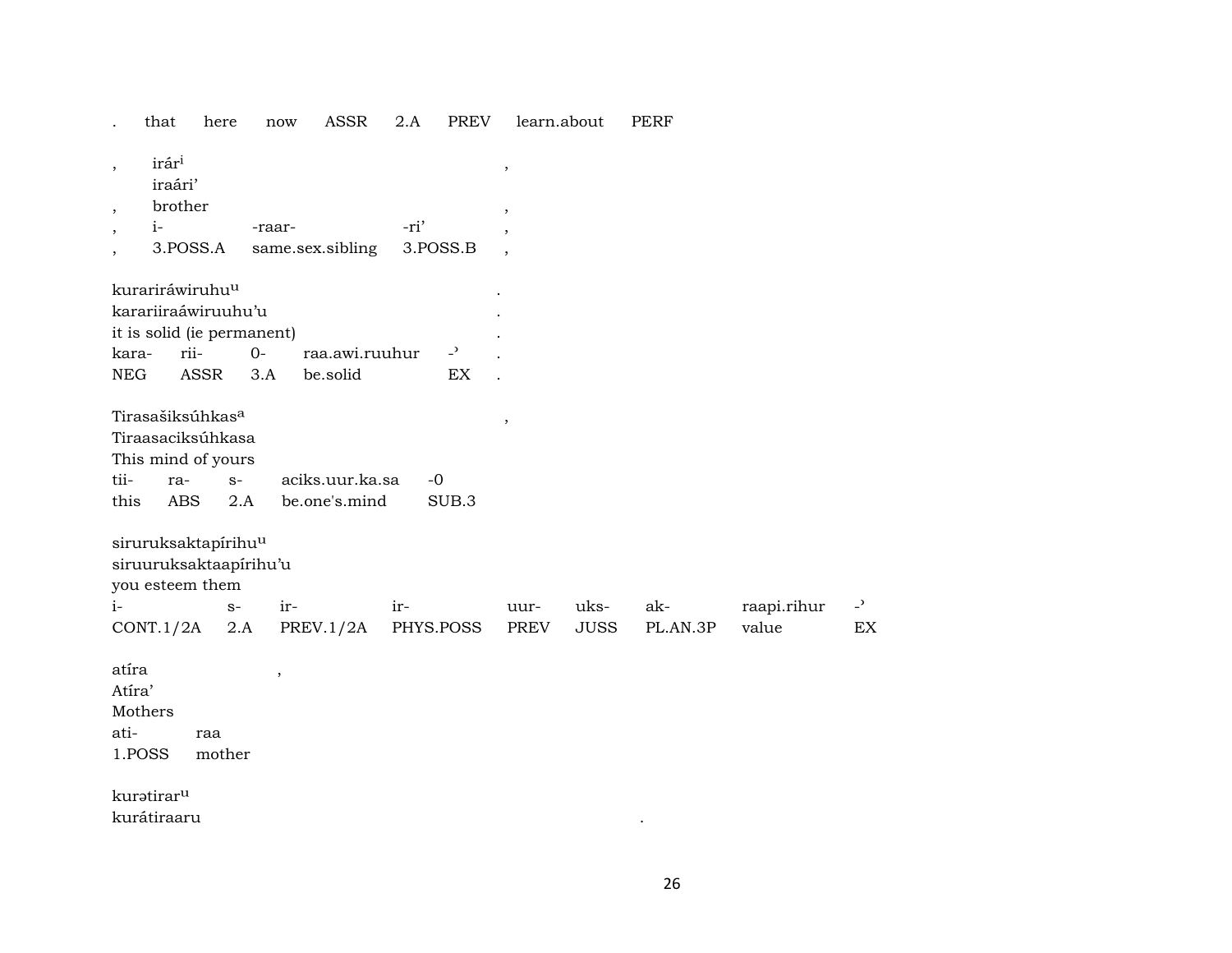. that here now ASSR 2.A PREV learn.about PERF

| , | irár[i] | | | , |
|---|---|---|---|---|
| | iraári’ | | | |
| , | brother | | | , |
| , | i- | -raar- | -ri’ | , |
| , | 3.POSS.A | same.sex.sibling | 3.POSS.B | , |

| kurariráwiruhu[u] | | | | | . |
|---|---|---|---|---|---|
| karariiraáwiruuhu’u | | | | | . |
| it is solid (ie permanent) | | | | | . |
| kara- | rii- | 0- | raa.awi.ruuhur | -ˀ | . |
| NEG | ASSR | 3.A | be.solid | EX | . |

| Tirasašiksúhkas[a] | | | | | , |
|---|---|---|---|---|---|
| Tiraasaciksúhkasa | | | | | |
| This mind of yours | | | | | |
| tii- | ra- | s- | aciks.uur.ka.sa | -0 | |
| this | ABS | 2.A | be.one's.mind | SUB.3 | |

| siruruksaktapírihu[u] | | | | | | | | |
|---|---|---|---|---|---|---|---|---|
| siruuruksaktaapírihu’u | | | | | | | | |
| you esteem them | | | | | | | | |
| i- | s- | ir- | ir- | uur- | uks- | ak- | raapi.rihur | -ˀ |
| CONT.1/2A | 2.A | PREV.1/2A | PHYS.POSS | PREV | JUSS | PL.AN.3P | value | EX |

| atíra | , |
|---|---|
| Atíra’ | |
| Mothers | |
| ati- | raa |
| 1.POSS | mother |

kurətirar[u]
kurátiraaru .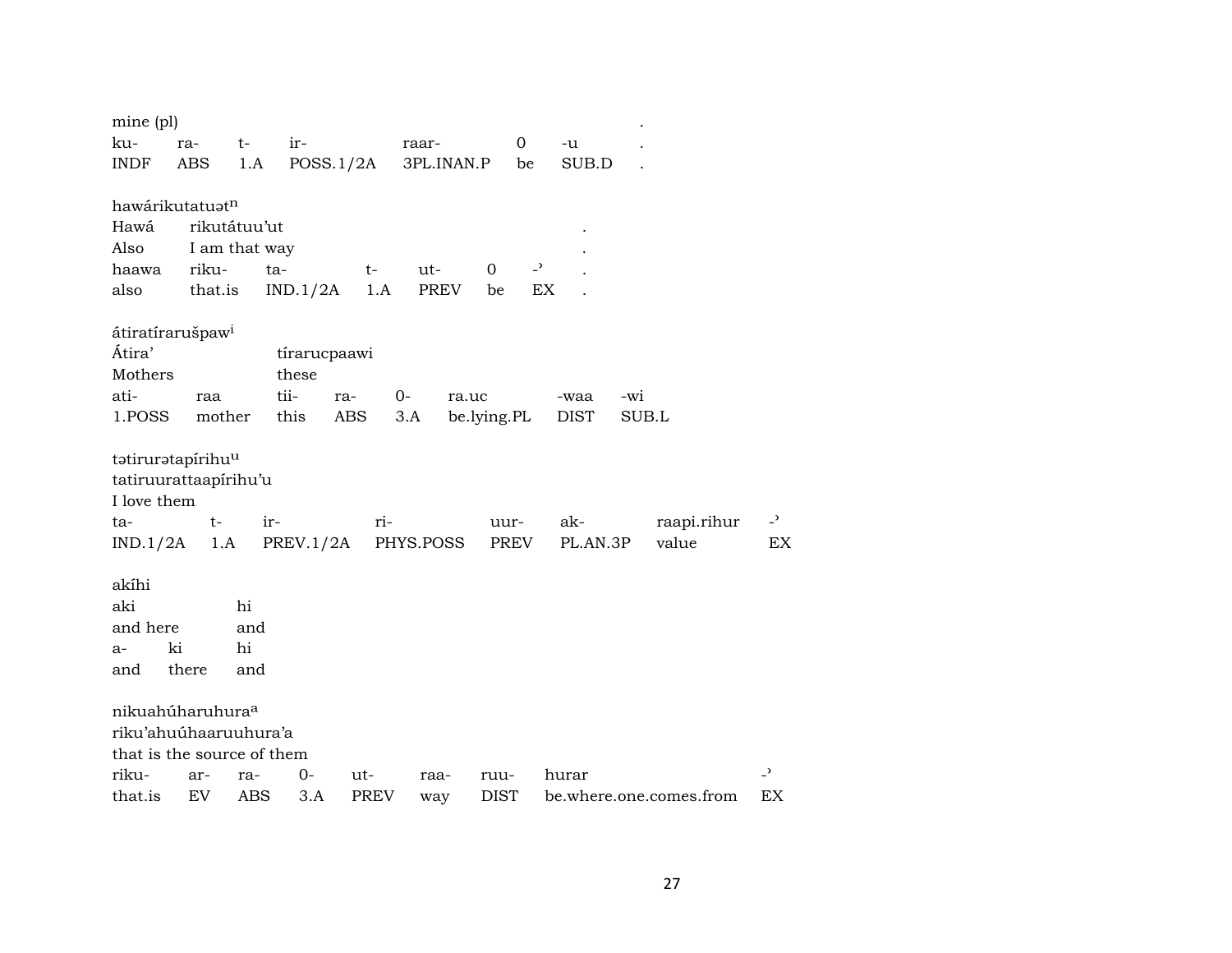mine (pl) .

| ku- | ra- | t- | ir- | raar- | 0 | -u | . |
|---|---|---|---|---|---|---|---|
| INDF | ABS | 1.A | POSS.1/2A | 3PL.INAN.P | be | SUB.D | . |

hawárikutatuət[n]

Hawá rikutátuu'ut .

Also I am that way .

| haawa | riku- | ta- | t- | ut- | 0 | -' | . |
|---|---|---|---|---|---|---|---|
| also | that.is | IND.1/2A | 1.A | PREV | be | EX | . |

átiratíraruśpaw[i]

Átira' tírarucpaawi

Mothers these

| ati- | raa | tii- | ra- | 0- | ra.uc | -waa | -wi |
|---|---|---|---|---|---|---|---|
| 1.POSS | mother | this | ABS | 3.A | be.lying.PL | DIST | SUB.L |

tətirurətapírihu[u]

tatiruurattaapírihu'u

I love them

| ta- | t- | ir- | ri- | uur- | ak- | raapi.rihur | -' |
|---|---|---|---|---|---|---|---|
| IND.1/2A | 1.A | PREV.1/2A | PHYS.POSS | PREV | PL.AN.3P | value | EX |

akíhi

aki hi

and here and

| a- | ki | hi |
|---|---|---|
| and | there | and |

nikuahúharuhura[a]

riku'ahuúhaaruuhura'a

that is the source of them

| riku- | ar- | ra- | 0- | ut- | raa- | ruu- | hurar | -' |
|---|---|---|---|---|---|---|---|---|
| that.is | EV | ABS | 3.A | PREV | way | DIST | be.where.one.comes.from | EX |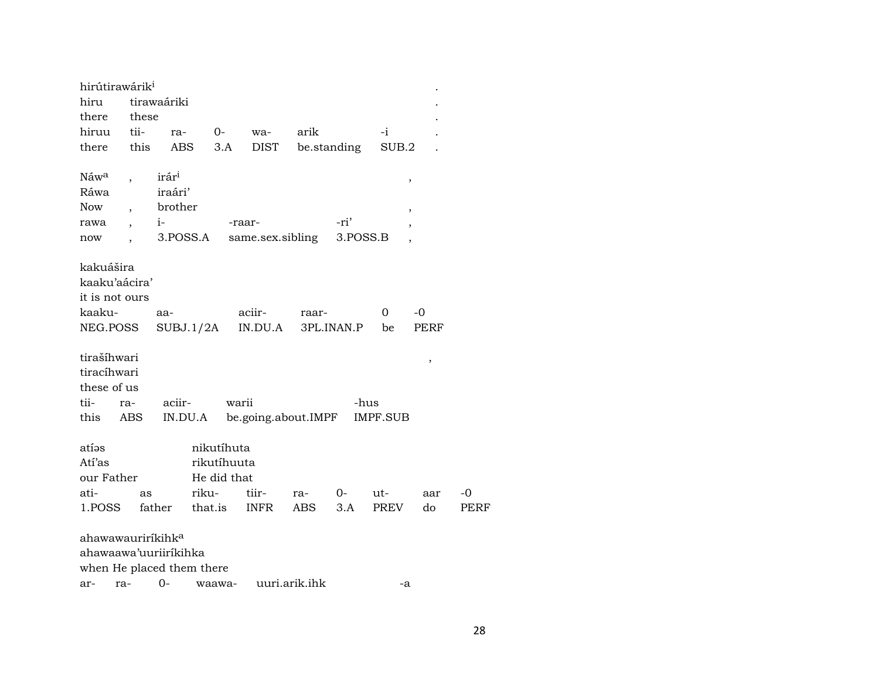hirútirawárik[i] .
hiru tirawaáriki .
there these .

| hiruu | tii- | ra- | 0- | wa- | arik | -i | . |
|---|---|---|---|---|---|---|---|
| there | this | ABS | 3.A | DIST | be.standing | SUB.2 | . |

Náw[a] , irár[i] ,
Ráwa iraári'
Now , brother ,

| rawa | , | i- | -raar- | -ri' | , |
|---|---|---|---|---|---|
| now | , | 3.POSS.A | same.sex.sibling | 3.POSS.B | , |

kakuášira
kaaku'aácira'
it is not ours

| kaaku- | aa- | aciir- | raar- | 0 | -0 |
|---|---|---|---|---|---|
| NEG.POSS | SUBJ.1/2A | IN.DU.A | 3PL.INAN.P | be | PERF |

tirašíhwari ,
tiracíhwari
these of us

| tii- | ra- | aciir- | warii | -hus |
|---|---|---|---|---|
| this | ABS | IN.DU.A | be.going.about.IMPF | IMPF.SUB |

atíəs nikutíhuta
Atí'as rikutíhuuta
our Father He did that

| ati- | as | riku- | tiir- | ra- | 0- | ut- | aar | -0 |
|---|---|---|---|---|---|---|---|---|
| 1.POSS | father | that.is | INFR | ABS | 3.A | PREV | do | PERF |

ahawawauriríkihk[a]
ahawaawa'uuriiríkihka
when He placed them there

| ar- | ra- | 0- | waawa- | uuri.arik.ihk | -a |
|---|---|---|---|---|---|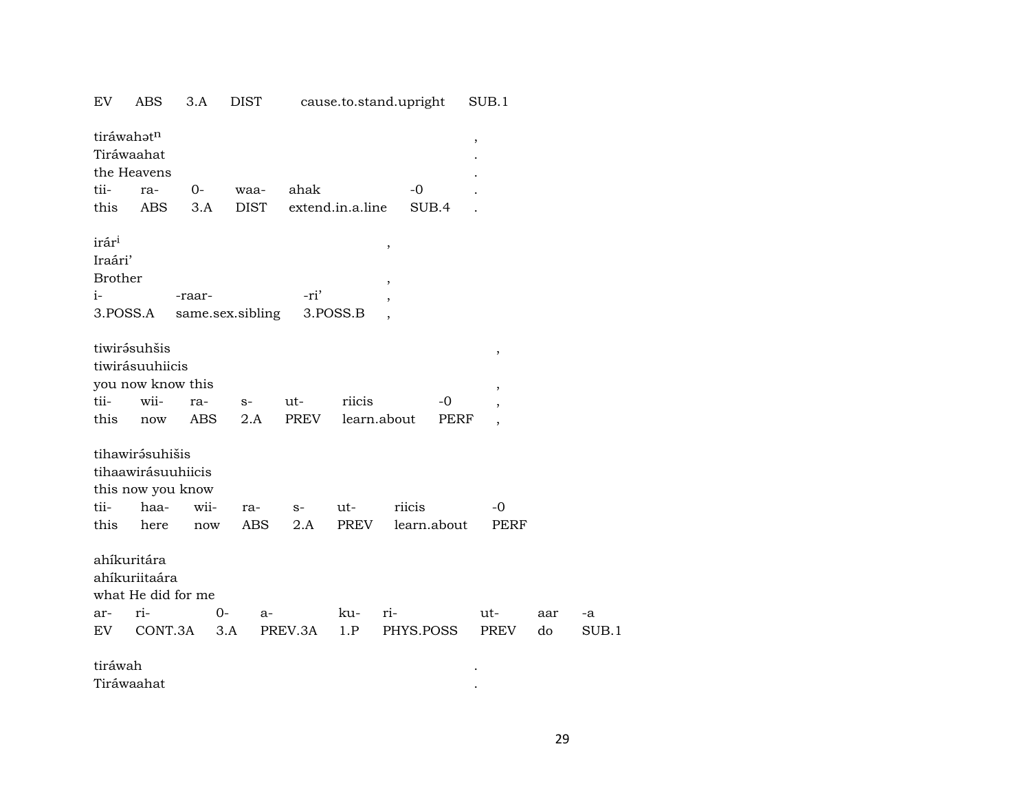EV ABS 3.A DIST cause.to.stand.upright SUB.1

tiráwahətⁿ ,
Tiráwaahat .
the Heavens .

| tii- | ra- | 0- | waa- | ahak | -0 | . |
|---|---|---|---|---|---|---|
| this | ABS | 3.A | DIST | extend.in.a.line | SUB.4 | . |

irárⁱ ,
Iraári'
Brother ,

| i- | -raar- | -ri' | , |
|---|---|---|---|
| 3.POSS.A | same.sex.sibling | 3.POSS.B | , |

tiwirə́suhšis ,
tiwirásuuhiicis
you now know this ,

| tii- | wii- | ra- | s- | ut- | riicis | -0 | , |
|---|---|---|---|---|---|---|---|
| this | now | ABS | 2.A | PREV | learn.about | PERF | , |

tihawirə́suhišis
tihaawirásuuhiicis
this now you know

| tii- | haa- | wii- | ra- | s- | ut- | riicis | -0 |
|---|---|---|---|---|---|---|---|
| this | here | now | ABS | 2.A | PREV | learn.about | PERF |

ahíkuritára
ahíkuriitaára
what He did for me

| ar- | ri- | 0- | a- | ku- | ri- | ut- | aar | -a |
|---|---|---|---|---|---|---|---|---|
| EV | CONT.3A | 3.A | PREV.3A | 1.P | PHYS.POSS | PREV | do | SUB.1 |

tiráwah .
Tiráwaahat .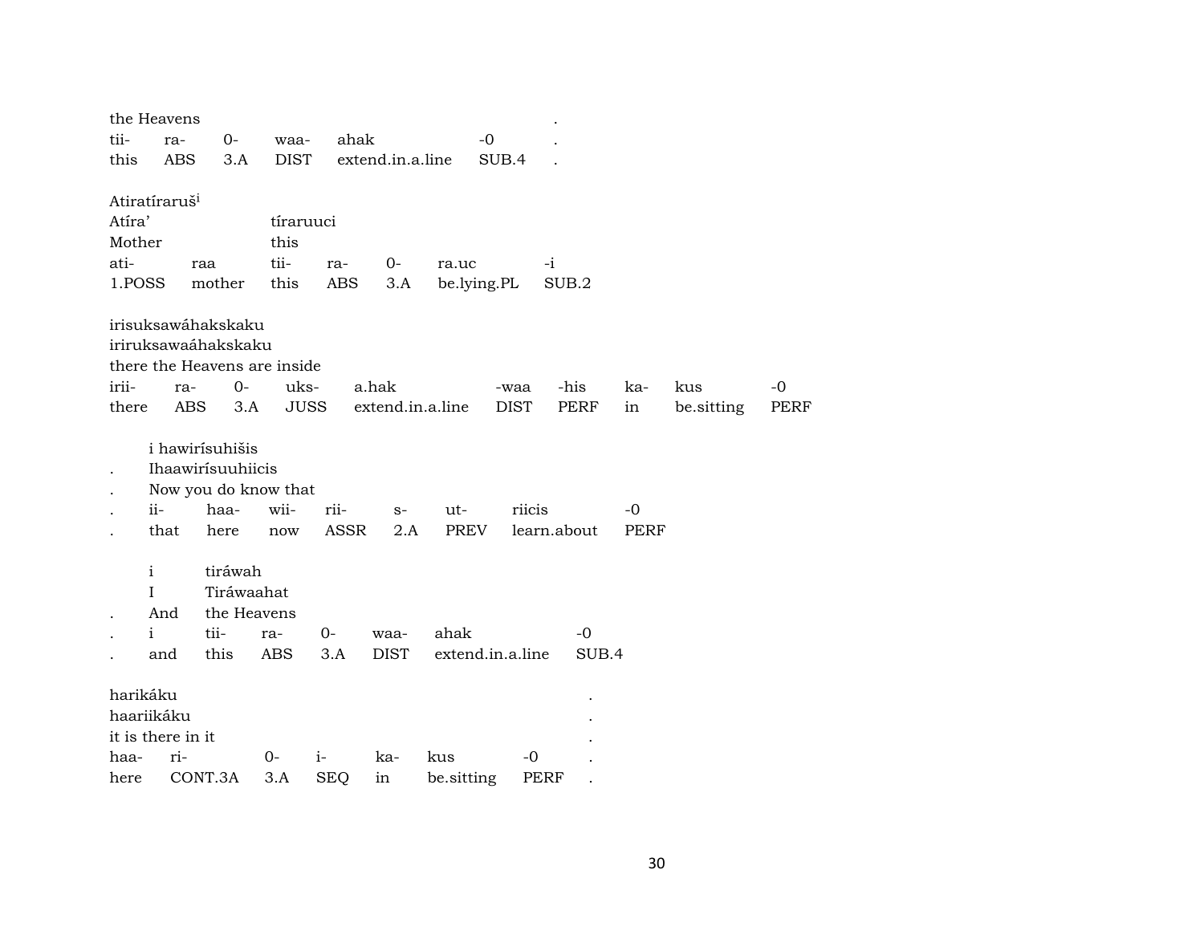the Heavens .
tii- ra- 0- waa- ahak -0 .
this ABS 3.A DIST extend.in.a.line SUB.4 .

Atiratíraruš[i]
Atíra' tíraruuci
Mother this
ati- raa tii- ra- 0- ra.uc -i
1.POSS mother this ABS 3.A be.lying.PL SUB.2

irisuksawáhakskaku
iriruksawaáhakskaku
there the Heavens are inside
irii- ra- 0- uks- a.hak -waa -his ka- kus -0
there ABS 3.A JUSS extend.in.a.line DIST PERF in be.sitting PERF

i hawirísuhišis
. Ihaawirísuuhiicis
. Now you do know that
. ii- haa- wii- rii- s- ut- riicis -0
. that here now ASSR 2.A PREV learn.about PERF

i tiráwah
I Tiráwaahat
. And the Heavens
. i tii- ra- 0- waa- ahak -0
. and this ABS 3.A DIST extend.in.a.line SUB.4

harikáku .
haariikáku .
it is there in it .
haa- ri- 0- i- ka- kus -0 .
here CONT.3A 3.A SEQ in be.sitting PERF .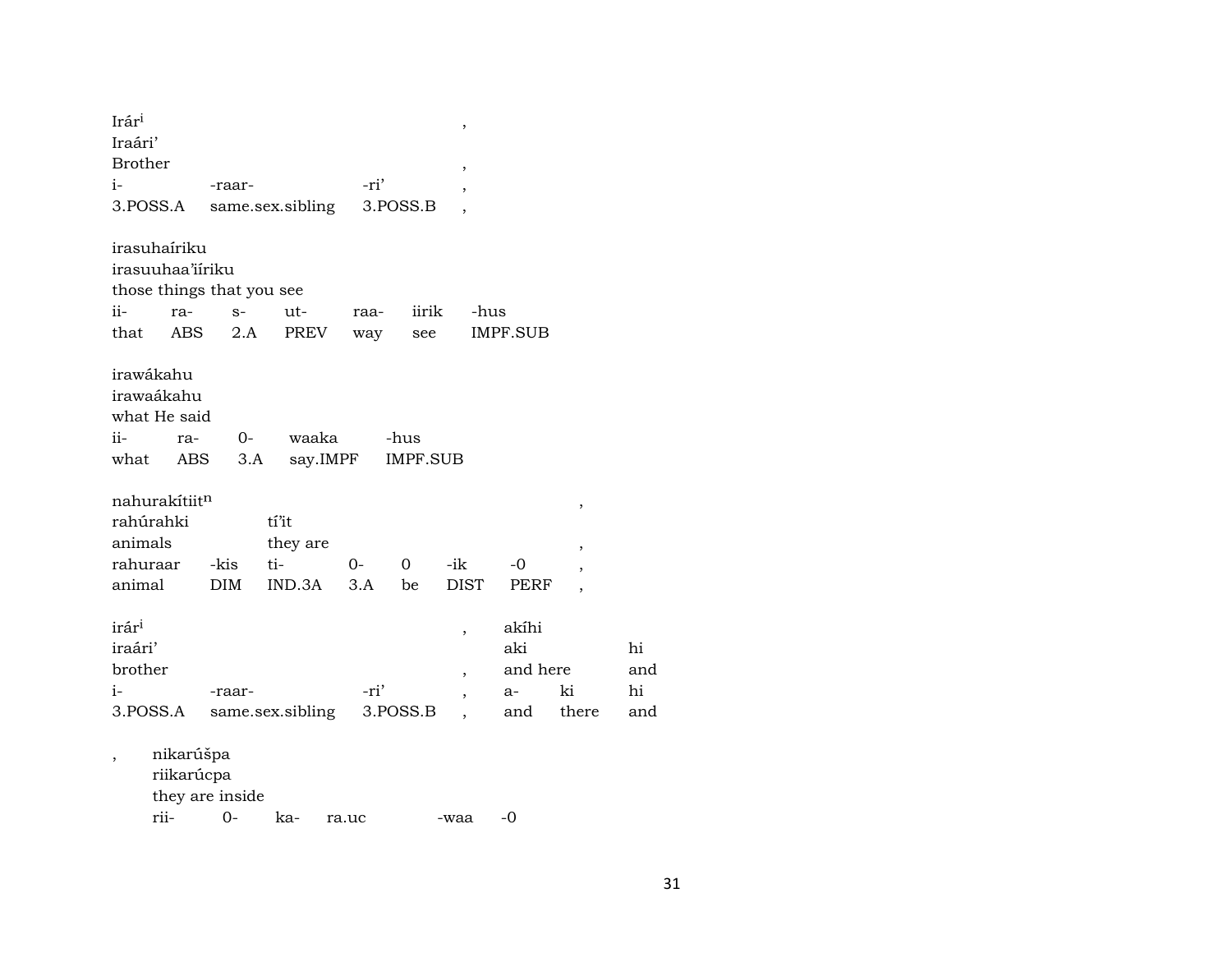Irár[i] ,
Iraári’
Brother ,

| i- | -raar- | -ri’ | , |
|---|---|---|---|
| 3.POSS.A | same.sex.sibling | 3.POSS.B | , |

irasuhaíriku
irasuuhaa’iíriku
those things that you see

| ii- | ra- | s- | ut- | raa- | iirik | -hus |
|---|---|---|---|---|---|---|
| that | ABS | 2.A | PREV | way | see | IMPF.SUB |

irawákahu
irawaákahu
what He said

| ii- | ra- | 0- | waaka | -hus |
|---|---|---|---|---|
| what | ABS | 3.A | say.IMPF | IMPF.SUB |

nahurakítiit[n] ,
rahúrahki tí’it
animals they are ,

| rahuraar | -kis | ti- | 0- | 0 | -ik | -0 | , |
|---|---|---|---|---|---|---|---|
| animal | DIM | IND.3A | 3.A | be | DIST | PERF | , |

irár[i] , akíhi
iraári’ aki hi
brother , and here and

| i- | -raar- | -ri’ | , | a- | ki | hi |
|---|---|---|---|---|---|---|
| 3.POSS.A | same.sex.sibling | 3.POSS.B | , | and | there | and |

, nikarúšpa
riikarúcpa
they are inside

| rii- | 0- | ka- | ra.uc | -waa | -0 |
|---|---|---|---|---|---|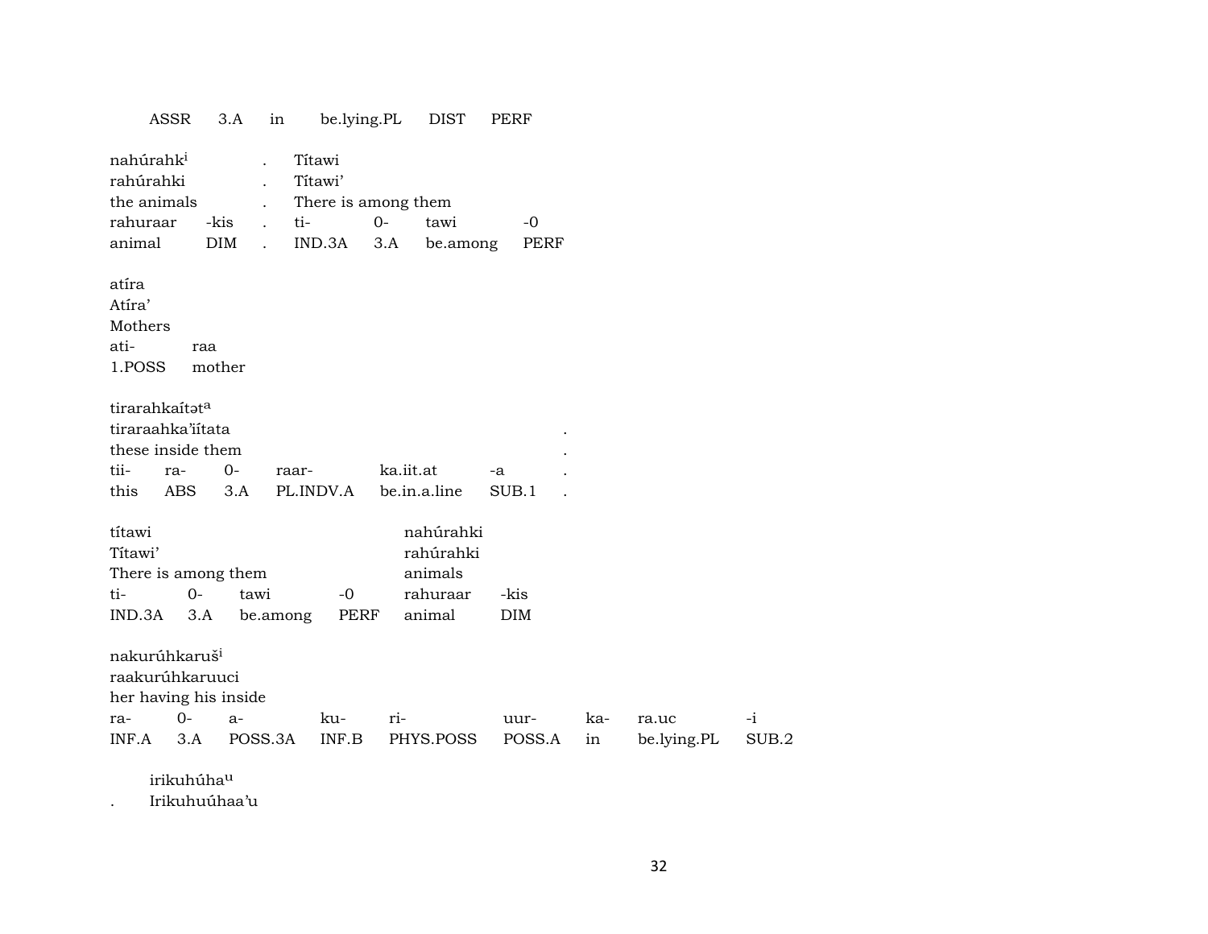ASSR 3.A in be.lying.PL DIST PERF

nahúrahk[i] . Títawi
rahúrahki . Títawi'
the animals . There is among them
rahuraar -kis . ti- 0- tawi -0
animal DIM . IND.3A 3.A be.among PERF

atíra
Atíra'
Mothers
ati- raa
1.POSS mother

tirarahkaítət[a]
tiraraahka'iítata .
these inside them .
tii- ra- 0- raar- ka.iit.at -a .
this ABS 3.A PL.INDV.A be.in.a.line SUB.1 .

títawi nahúrahki
Títawi' rahúrahki
There is among them animals
ti- 0- tawi -0 rahuraar -kis
IND.3A 3.A be.among PERF animal DIM

nakurúhkaruš[i]
raakurúhkaruuci
her having his inside
ra- 0- a- ku- ri- uur- ka- ra.uc -i
INF.A 3.A POSS.3A INF.B PHYS.POSS POSS.A in be.lying.PL SUB.2

irikuhúha[u]
. Irikuhuúhaa'u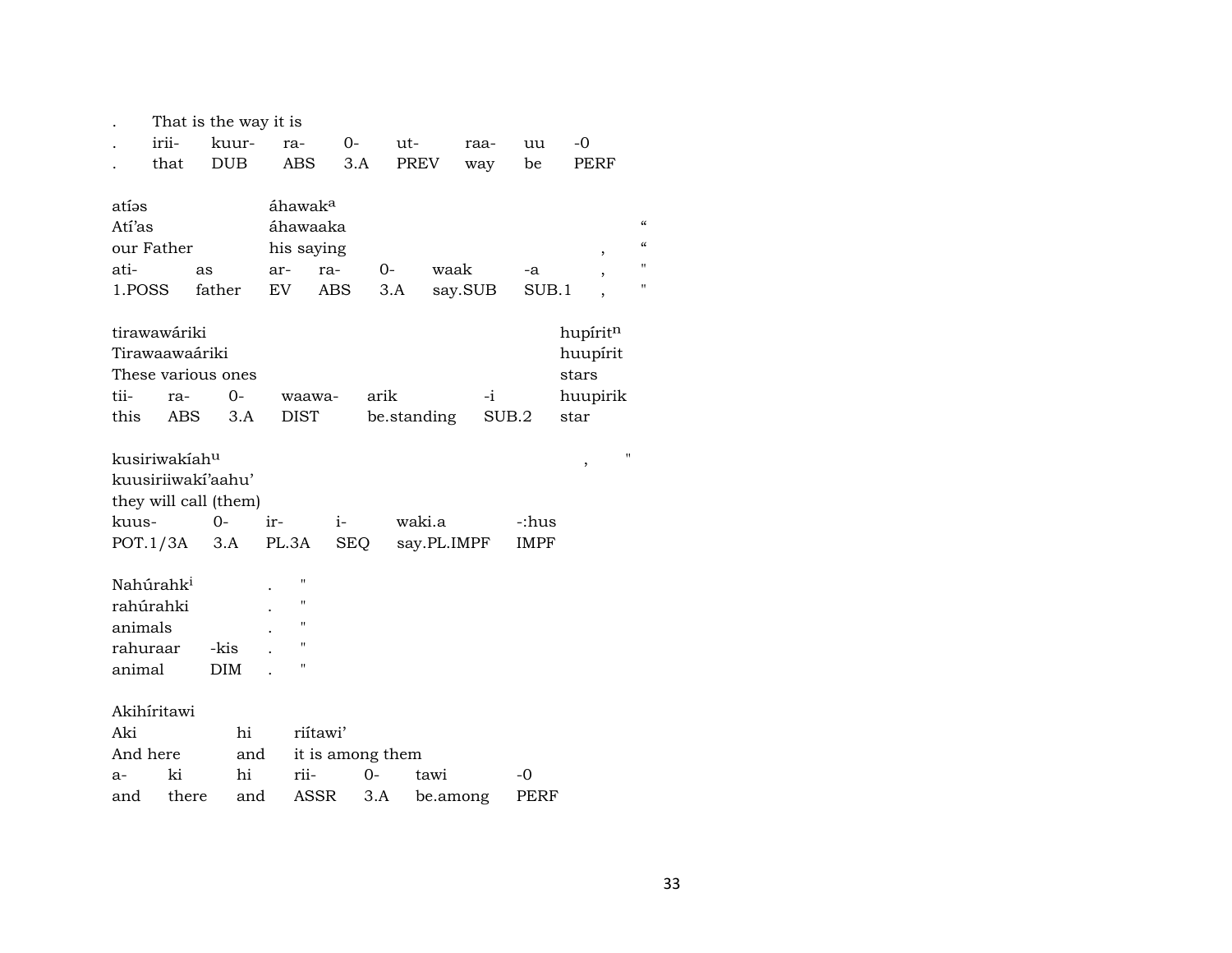| . | That is the way it is | | | | | | | |
|---|---|---|---|---|---|---|---|---|
| . | irii- | kuur- | ra- | 0- | ut- | raa- | uu | -0 |
| . | that | DUB | ABS | 3.A | PREV | way | be | PERF |

| atíəs | | áhawak^a | | | | | | |
|---|---|---|---|---|---|---|---|---|
| Atí'as | | áhawaaka | | | | | | “ |
| our Father | | his saying | | | | | , | “ |
| ati- | as | ar- | ra- | 0- | waak | -a | , | " |
| 1.POSS | father | EV | ABS | 3.A | say.SUB | SUB.1 | , | " |

| tirawawáriki | | | | | | hupírit^n |
|---|---|---|---|---|---|---|
| Tirawaawaáriki | | | | | | huupírit |
| These various ones | | | | | | stars |
| tii- | ra- | 0- | waawa- | arik | -i | huupirik |
| this | ABS | 3.A | DIST | be.standing | SUB.2 | star |

| kusiriwakíah^u | | | | | | , | " |
|---|---|---|---|---|---|---|---|
| kuusiriiwakí'aahu' | | | | | | | |
| they will call (them) | | | | | | | |
| kuus- | 0- | ir- | i- | waki.a | -:hus | | |
| POT.1/3A | 3.A | PL.3A | SEQ | say.PL.IMPF | IMPF | | |

| Nahúrahk^i | | . | " |
|---|---|---|---|
| rahúrahki | | . | " |
| animals | | . | " |
| rahuraar | -kis | . | " |
| animal | DIM | . | " |

| Akihíritawi | | | | | | |
|---|---|---|---|---|---|---|
| Aki | | hi | riítawi' | | | |
| And here | | and | it is among them | | | |
| a- | ki | hi | rii- | 0- | tawi | -0 |
| and | there | and | ASSR | 3.A | be.among | PERF |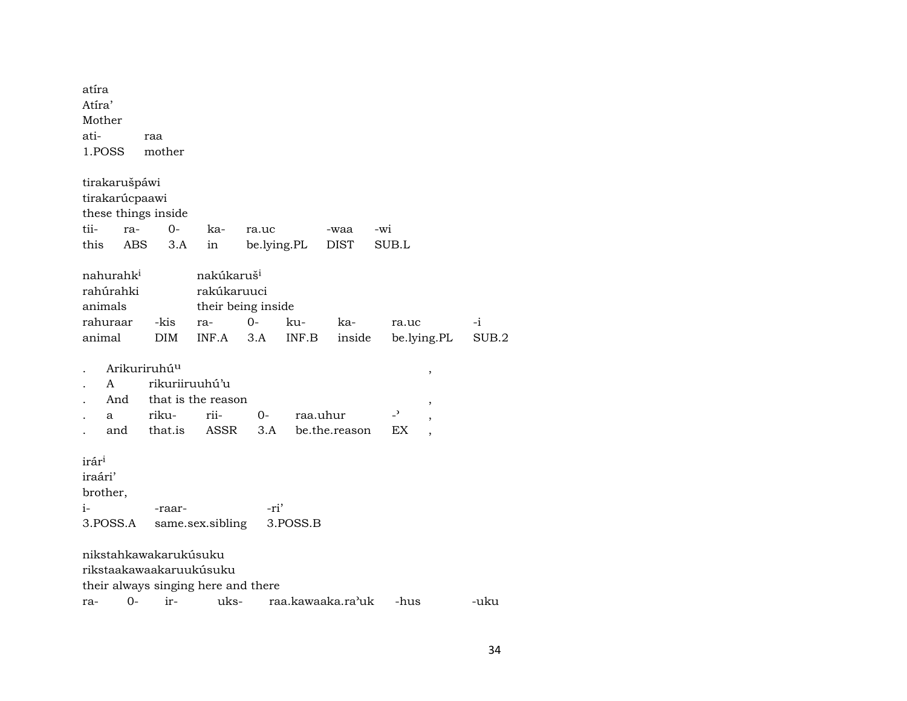atíra
Atíra'
Mother

| ati- | raa |
|---|---|
| 1.POSS | mother |

tirakarušpáwi
tirakarúcpaawi
these things inside

| tii- | ra- | 0- | ka- | ra.uc | -waa | -wi |
|---|---|---|---|---|---|---|
| this | ABS | 3.A | in | be.lying.PL | DIST | SUB.L |

nahurahk[i] nakúkaruš[i]
rahúrahki rakúkaruuci
animals their being inside

| rahuraar | -kis | ra- | 0- | ku- | ka- | ra.uc | -i |
|---|---|---|---|---|---|---|---|
| animal | DIM | INF.A | 3.A | INF.B | inside | be.lying.PL | SUB.2 |

. Arikuriruhú[u] ,
. A rikuriiruuhú'u
. And that is the reason ,

| . | a | riku- | rii- | 0- | raa.uhur | -' | , |
|---|---|---|---|---|---|---|---|
| . | and | that.is | ASSR | 3.A | be.the.reason | EX | , |

irár[i]
iraári'
brother,

| i- | -raar- | -ri' |
|---|---|---|
| 3.POSS.A | same.sex.sibling | 3.POSS.B |

nikstahkawakarukúsuku
rikstaakawaakaruukúsuku
their always singing here and there

| ra- | 0- | ir- | uks- | raa.kawaaka.ra'uk | -hus | -uku |
|---|---|---|---|---|---|---|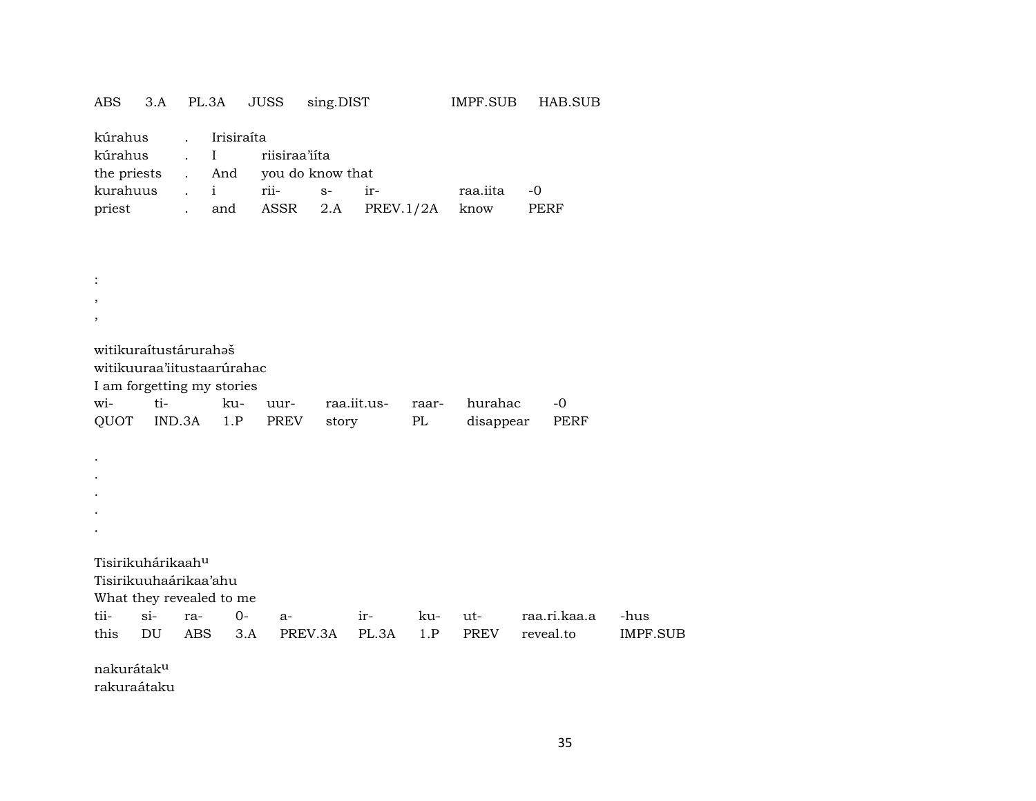ABS 3.A PL.3A JUSS sing.DIST IMPF.SUB HAB.SUB

| kúrahus | . | Irisiraíta | | | | | |
|---|---|---|---|---|---|---|---|
| kúrahus | . | I | riisiraa'iíta | | | | |
| the priests | . | And | you do know that | | | | |
| kurahuus | . | i | rii- | s- | ir- | raa.iita | -0 |
| priest | . | and | ASSR | 2.A | PREV.1/2A | know | PERF |

:

,

,

| witikuraítustárurahəš | | | | | | | |
|---|---|---|---|---|---|---|---|
| witikuuraa'iitustaarúrahac | | | | | | | |
| I am forgetting my stories | | | | | | | |
| wi- | ti- | ku- | uur- | raa.iit.us- | raar- | hurahac | -0 |
| QUOT | IND.3A | 1.P | PREV | story | PL | disappear | PERF |

.

.

.

.

.

| Tisirikuhárikaahᵘ | | | | | | | | | |
|---|---|---|---|---|---|---|---|---|---|
| Tisirikuuhaárikaa'ahu | | | | | | | | | |
| What they revealed to me | | | | | | | | | |
| tii- | si- | ra- | 0- | a- | ir- | ku- | ut- | raa.ri.kaa.a | -hus |
| this | DU | ABS | 3.A | PREV.3A | PL.3A | 1.P | PREV | reveal.to | IMPF.SUB |

nakurátakᵘ

rakuraátaku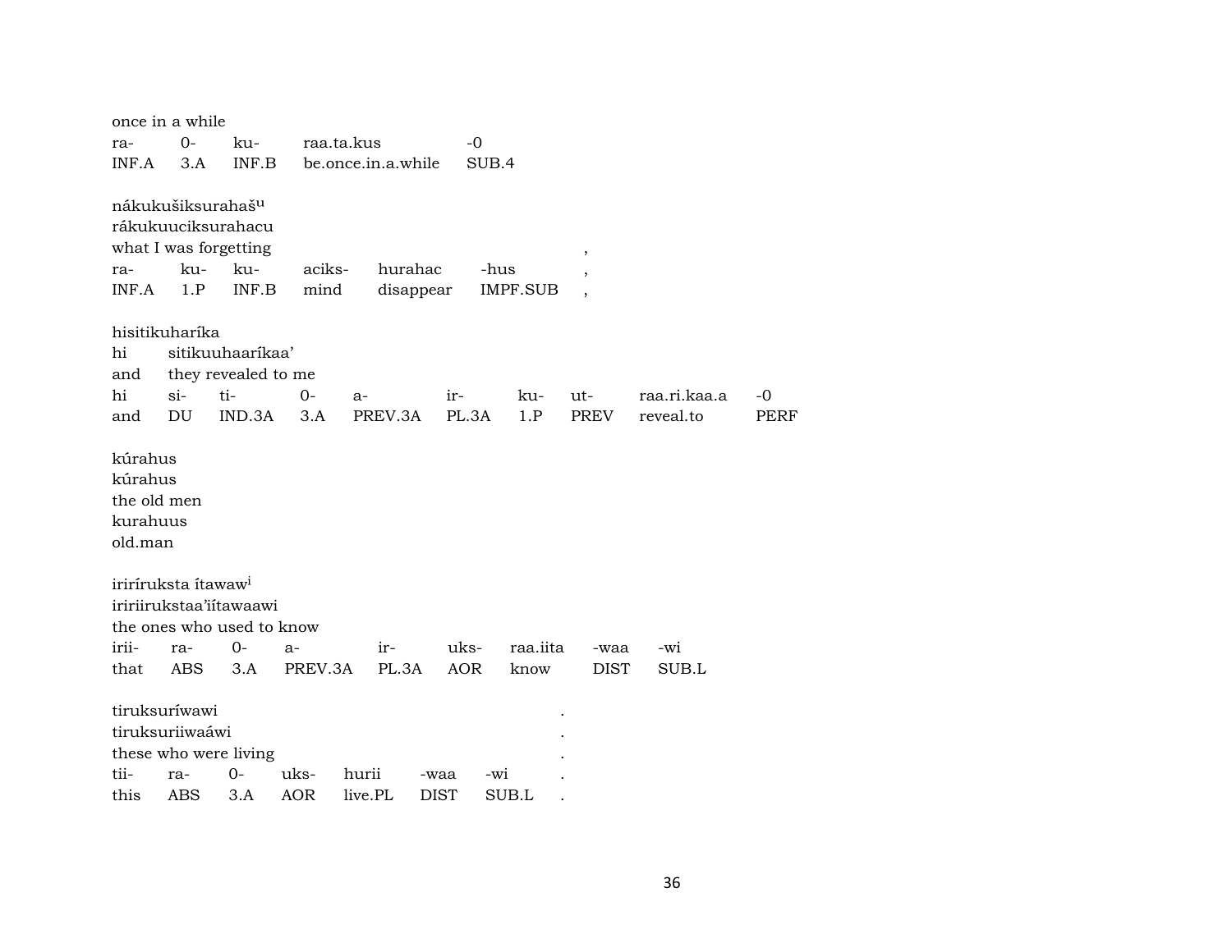once in a while

| ra- | 0- | ku- | raa.ta.kus | -0 |
|---|---|---|---|---|
| INF.A | 3.A | INF.B | be.once.in.a.while | SUB.4 |

nákukušiksurahašᵘ
rákukuuciksurahacu
what I was forgetting ,

| ra- | ku- | ku- | aciks- | hurahac | -hus | , |
|---|---|---|---|---|---|---|
| INF.A | 1.P | INF.B | mind | disappear | IMPF.SUB | , |

hisitikuharíka

| hi | sitikuuhaaríkaa’ | | | | | | | | |
|---|---|---|---|---|---|---|---|---|---|
| and | they revealed to me | | | | | | | | |
| hi | si- | ti- | 0- | a- | ir- | ku- | ut- | raa.ri.kaa.a | -0 |
| and | DU | IND.3A | 3.A | PREV.3A | PL.3A | 1.P | PREV | reveal.to | PERF |

kúrahus
kúrahus
the old men
kurahuus
old.man

iriríruksta ítawawⁱ
iririirukstaa’iítawaawi
the ones who used to know

| irii- | ra- | 0- | a- | ir- | uks- | raa.iita | -waa | -wi |
|---|---|---|---|---|---|---|---|---|
| that | ABS | 3.A | PREV.3A | PL.3A | AOR | know | DIST | SUB.L |

tiruksuríwawi .
tiruksuriiwaáwi .
these who were living .

| tii- | ra- | 0- | uks- | hurii | -waa | -wi | . |
|---|---|---|---|---|---|---|---|
| this | ABS | 3.A | AOR | live.PL | DIST | SUB.L | . |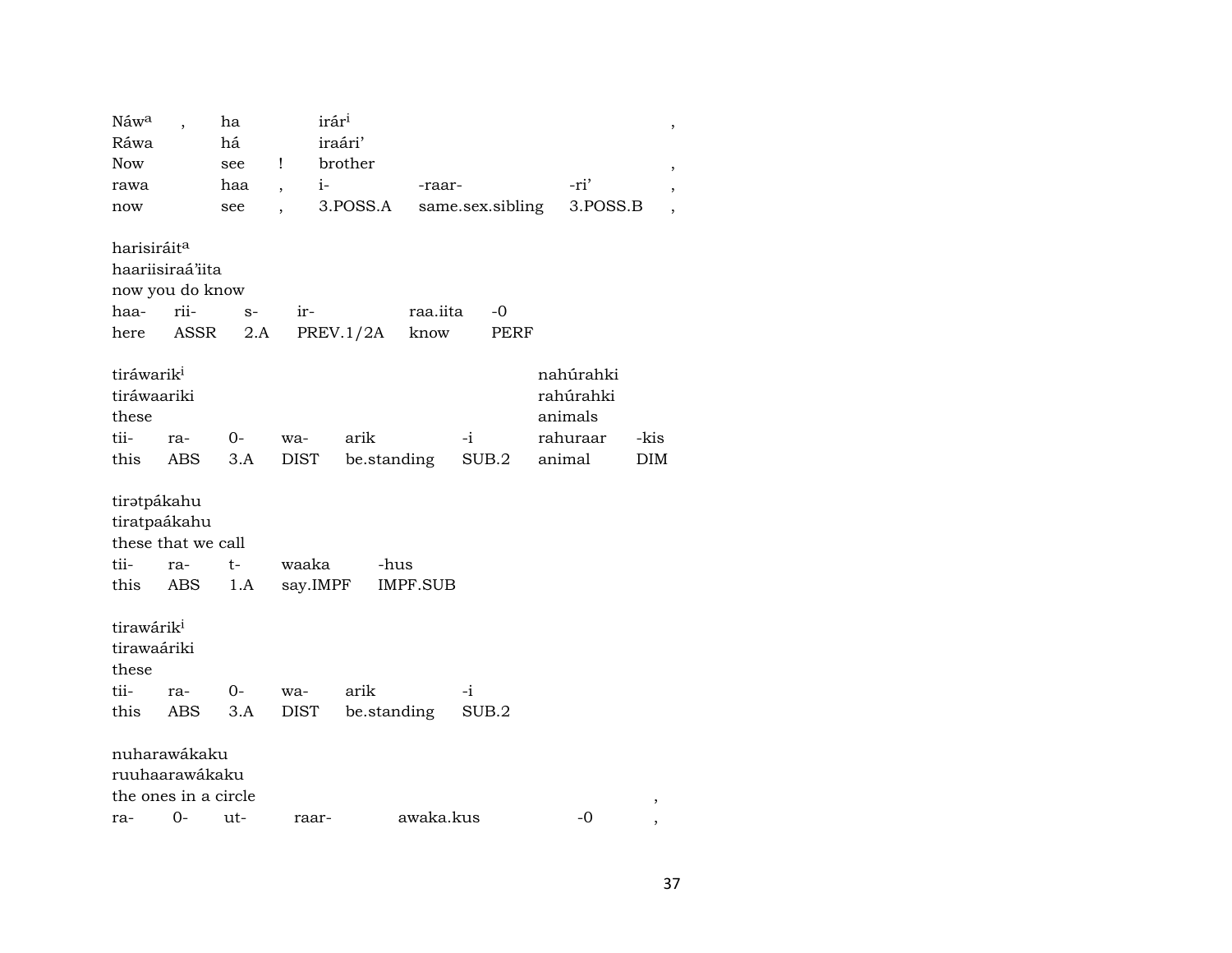| Náwᵃ | , | ha | | irárⁱ | | | , |
|---|---|---|---|---|---|---|---|
| Ráwa | | há | | iraári' | | | |
| Now | | see | ! | brother | | | , |
| rawa | | haa | , | i- | -raar- | -ri' | , |
| now | | see | , | 3.POSS.A | same.sex.sibling | 3.POSS.B | , |

| harisiráitᵃ | | | | | |
|---|---|---|---|---|---|
| haariisiraá'iita | | | | | |
| now you do know | | | | | |
| haa- | rii- | s- | ir- | raa.iita | -0 |
| here | ASSR | 2.A | PREV.1/2A | know | PERF |

| tiráwarikⁱ | | | | | | nahúrahki | |
|---|---|---|---|---|---|---|---|
| tiráwaariki | | | | | | rahúrahki | |
| these | | | | | | animals | |
| tii- | ra- | 0- | wa- | arik | -i | rahuraar | -kis |
| this | ABS | 3.A | DIST | be.standing | SUB.2 | animal | DIM |

| tirətpákahu | | | | |
|---|---|---|---|---|
| tiratpaákahu | | | | |
| these that we call | | | | |
| tii- | ra- | t- | waaka | -hus |
| this | ABS | 1.A | say.IMPF | IMPF.SUB |

| tirawárikⁱ | | | | | |
|---|---|---|---|---|---|
| tirawaáriki | | | | | |
| these | | | | | |
| tii- | ra- | 0- | wa- | arik | -i |
| this | ABS | 3.A | DIST | be.standing | SUB.2 |

| nuharawákaku | | | | | | |
|---|---|---|---|---|---|---|
| ruuhaarawákaku | | | | | | |
| the ones in a circle | | | | | | , |
| ra- | 0- | ut- | raar- | awaka.kus | -0 | , |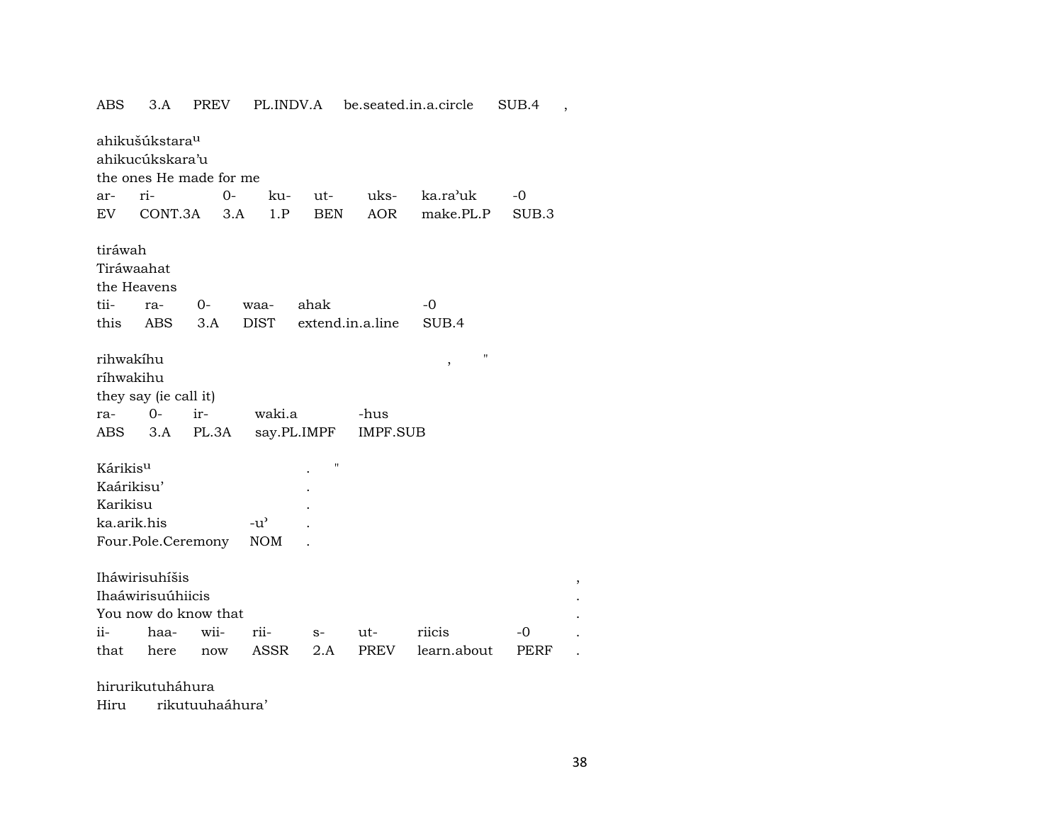ABS 3.A PREV PL.INDV.A be.seated.in.a.circle SUB.4 ,

ahikušúkstara^u
ahikucúkskara’u
the ones He made for me

| ar- | ri- | 0- | ku- | ut- | uks- | ka.ra’uk | -0 |
|---|---|---|---|---|---|---|---|
| EV | CONT.3A | 3.A | 1.P | BEN | AOR | make.PL.P | SUB.3 |

tiráwah
Tiráwaahat
the Heavens

| tii- | ra- | 0- | waa- | ahak | -0 |
|---|---|---|---|---|---|
| this | ABS | 3.A | DIST | extend.in.a.line | SUB.4 |

rihwakíhu , "
ríhwakihu
they say (ie call it)

| ra- | 0- | ir- | waki.a | -hus |
|---|---|---|---|---|
| ABS | 3.A | PL.3A | say.PL.IMPF | IMPF.SUB |

Kárikis^u . "
Kaárikisu’ .
Karikisu .

| ka.arik.his | -u’ | . |
|---|---|---|
| Four.Pole.Ceremony | NOM | . |

Iháwirisuhíšis ,
Ihaáwirisuúhiicis .
You now do know that .

| ii- | haa- | wii- | rii- | s- | ut- | riicis | -0 | . |
|---|---|---|---|---|---|---|---|---|
| that | here | now | ASSR | 2.A | PREV | learn.about | PERF | . |

hirurikutuháhura
Hiru rikutuuhaáhura’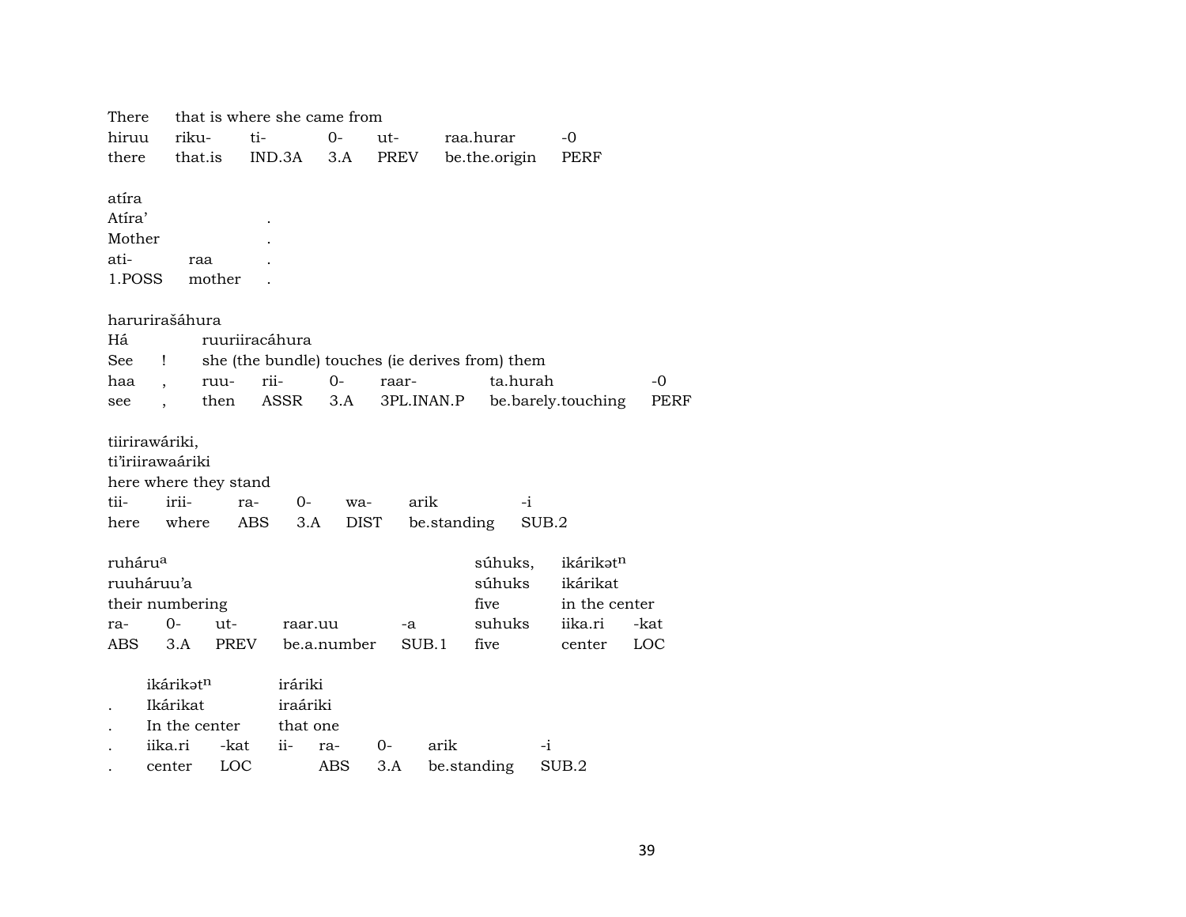| There | that is where she came from | | | | | |
|---|---|---|---|---|---|---|
| hiruu | riku- | ti- | 0- | ut- | raa.hurar | -0 |
| there | that.is | IND.3A | 3.A | PREV | be.the.origin | PERF |

atíra

| Atíra' | | . |
|---|---|---|
| Mother | | . |
| ati- | raa | . |
| 1.POSS | mother | . |

haruriraš́áhura

| Há | | ruuriiracáhura | | | | |
|---|---|---|---|---|---|---|
| See | ! | she (the bundle) touches (ie derives from) them | | | | |
| haa | , | ruu- | rii- | 0- | raar- | ta.hurah | -0 |
| see | , | then | ASSR | 3.A | 3PL.INAN.P | be.barely.touching | PERF |

tiirirawáriki,

| ti'iriirawaáriki | | | | | | |
|---|---|---|---|---|---|---|
| here where they stand | | | | | | |
| tii- | irii- | ra- | 0- | wa- | arik | -i |
| here | where | ABS | 3.A | DIST | be.standing | SUB.2 |

| ruháru$^{a}$ | | | | | súhuks, | ikárikət$^{n}$ | |
|---|---|---|---|---|---|---|---|
| ruuháruu'a | | | | | súhuks | ikárikat | |
| their numbering | | | | | five | in the center | |
| ra- | 0- | ut- | raar.uu | -a | suhuks | iika.ri | -kat |
| ABS | 3.A | PREV | be.a.number | SUB.1 | five | center | LOC |

| | ikárikət$^{n}$ | | iráriki | | | | |
|---|---|---|---|---|---|---|---|
| . | Ikárikat | | iraáriki | | | | |
| . | In the center | | that one | | | | |
| . | iika.ri | -kat | ii- | ra- | 0- | arik | -i |
| . | center | LOC | | ABS | 3.A | be.standing | SUB.2 |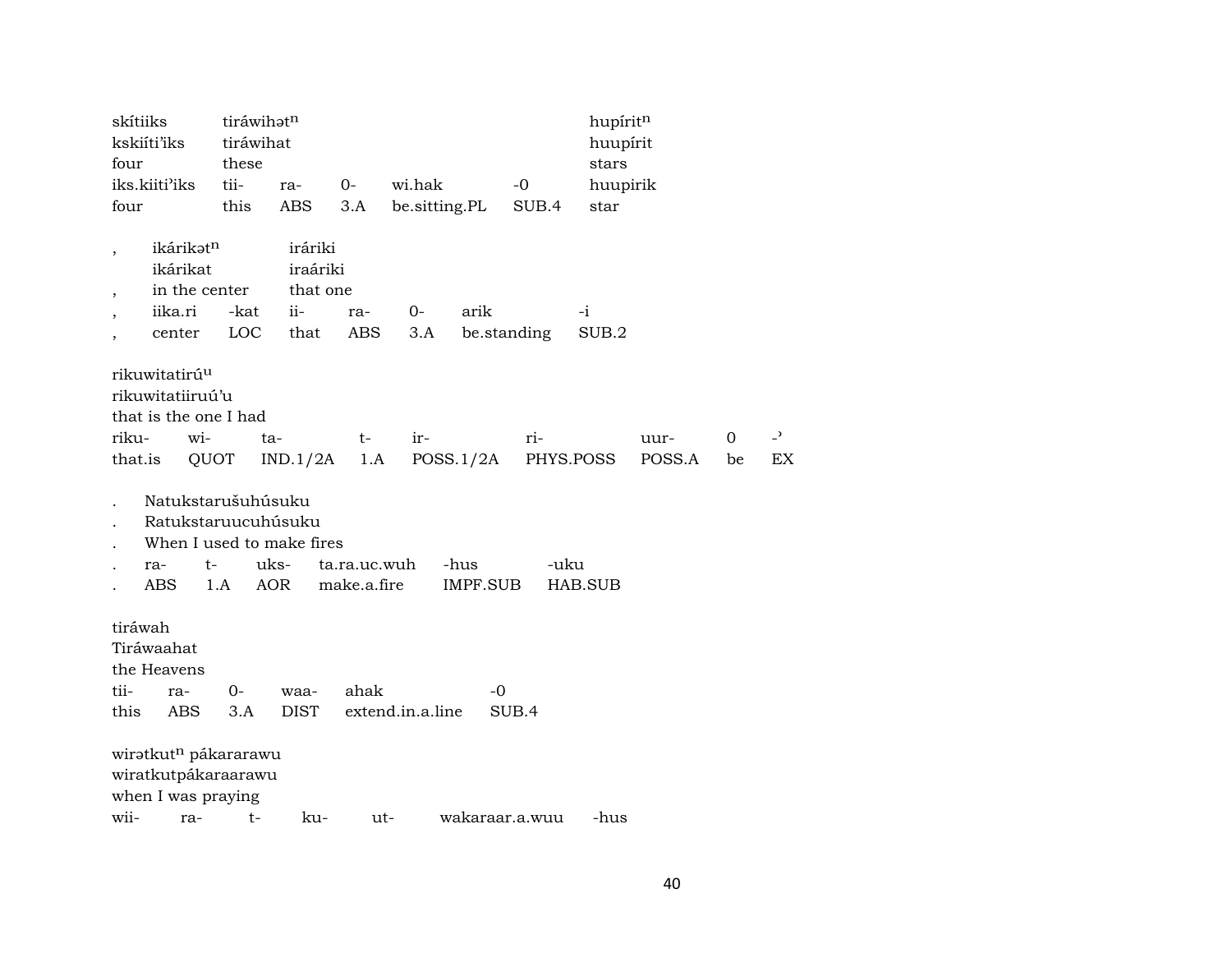skítiiks tiráwihətⁿ hupíritⁿ
kskiíti'iks tiráwihat huupírit
four these stars

| iks.kiiti'iks | tii- | ra- | 0- | wi.hak | -0 | huupirik |
|---|---|---|---|---|---|---|
| four | this | ABS | 3.A | be.sitting.PL | SUB.4 | star |

, ikárikətⁿ iráriki
ikárikat iraáriki
, in the center that one

| , | iika.ri | -kat | ii- | ra- | 0- | arik | -i |
|---|---|---|---|---|---|---|---|
| , | center | LOC | that | ABS | 3.A | be.standing | SUB.2 |

rikuwitatirúᵘ
rikuwitatiiruú'u
that is the one I had

| riku- | wi- | ta- | t- | ir- | ri- | uur- | 0 | -' |
|---|---|---|---|---|---|---|---|---|
| that.is | QUOT | IND.1/2A | 1.A | POSS.1/2A | PHYS.POSS | POSS.A | be | EX |

. Natukstarušuhúsuku
. Ratukstaruucuhúsuku
. When I used to make fires

| . | ra- | t- | uks- | ta.ra.uc.wuh | -hus | -uku |
|---|---|---|---|---|---|---|
| . | ABS | 1.A | AOR | make.a.fire | IMPF.SUB | HAB.SUB |

tiráwah
Tiráwaahat
the Heavens

| tii- | ra- | 0- | waa- | ahak | -0 |
|---|---|---|---|---|---|
| this | ABS | 3.A | DIST | extend.in.a.line | SUB.4 |

wirətkutⁿ pákararawu
wiratkutpákaraarawu
when I was praying

| wii- | ra- | t- | ku- | ut- | wakaraar.a.wuu | -hus |
|---|---|---|---|---|---|---|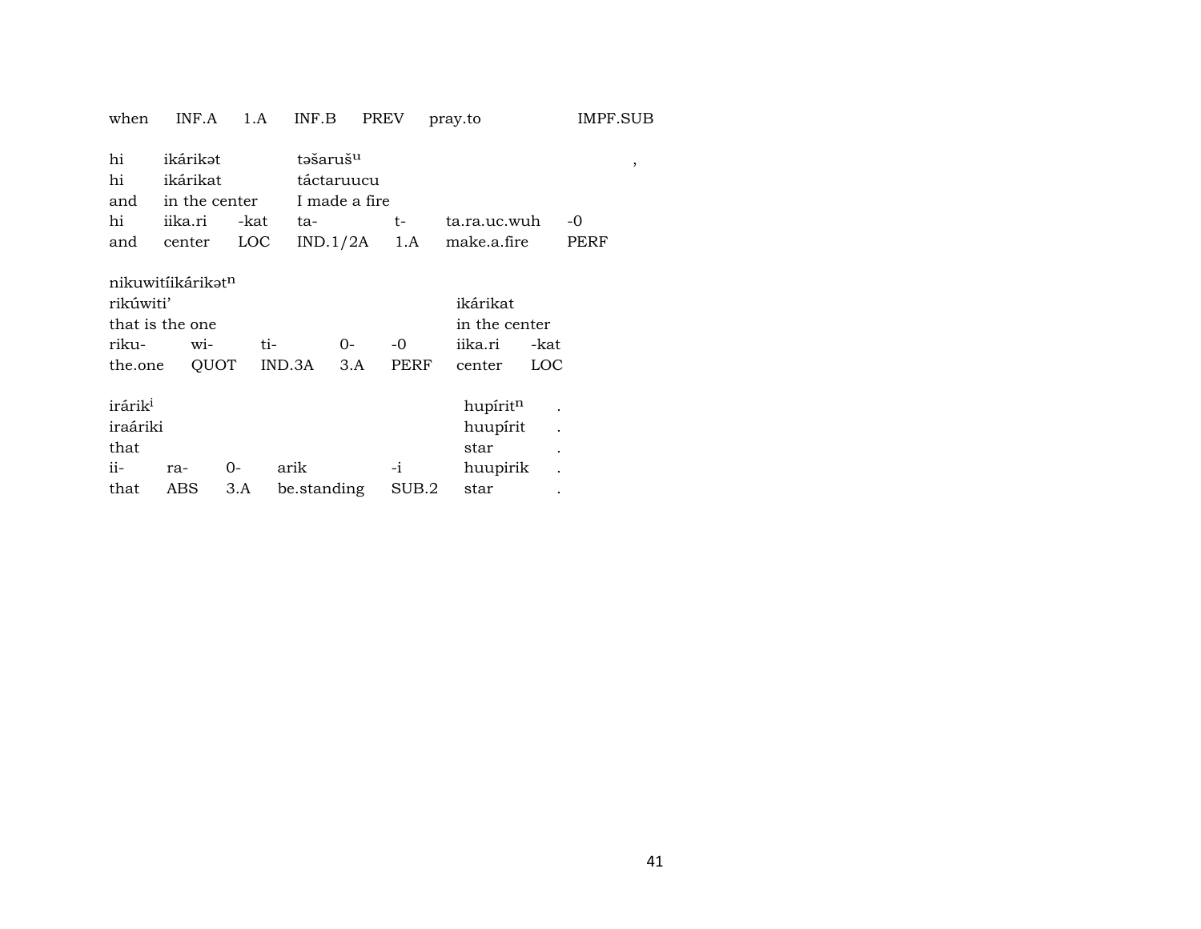| | | | | | | | |
|---|---|---|---|---|---|---|---|
| when | INF.A | 1.A | INF.B | PREV | pray.to | IMPF.SUB | |

| | | | | | | |
|---|---|---|---|---|---|---|
| hi | ikárikət | | təšarušᵘ | | | , |
| hi | ikárikat | | táctaruucu | | | |
| and | in the center | | I made a fire | | | |
| hi | iika.ri | -kat | ta- | t- | ta.ra.uc.wuh | -0 |
| and | center | LOC | IND.1/2A | 1.A | make.a.fire | PERF |

| | | | | | | |
|---|---|---|---|---|---|---|
| nikuwitíikárikətⁿ | | | | | | |
| rikúwiti’ | | | | | ikárikat | |
| that is the one | | | | | in the center | |
| riku- | wi- | ti- | 0- | -0 | iika.ri | -kat |
| the.one | QUOT | IND.3A | 3.A | PERF | center | LOC |

| | | | | | | |
|---|---|---|---|---|---|---|
| irárikⁱ | | | | | hupíritⁿ | . |
| iraáriki | | | | | huupírit | . |
| that | | | | | star | . |
| ii- | ra- | 0- | arik | -i | huupirik | . |
| that | ABS | 3.A | be.standing | SUB.2 | star | . |